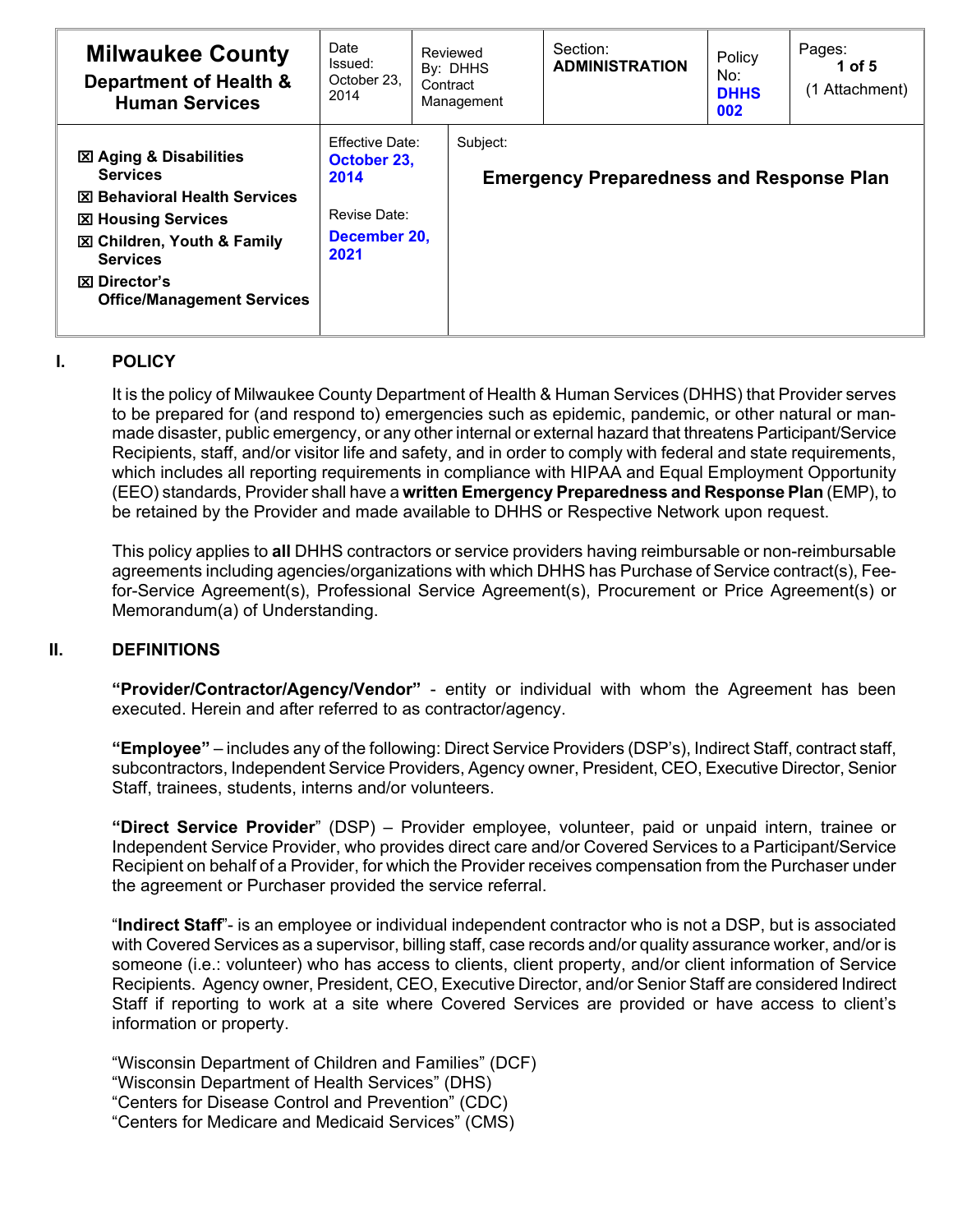| **Milwaukee County**<br>**Department of Health & Human Services** | Date Issued: October 23, 2014 | Reviewed By: DHHS Contract Management | Section: **ADMINISTRATION** | Policy No: **DHHS 002** | Pages: **1 of 5** (1 Attachment) |
|---|---|---|---|---|---|
| ☒ **Aging & Disabilities Services**<br>☒ **Behavioral Health Services**<br>☒ **Housing Services**<br>☒ **Children, Youth & Family Services**<br>☒ **Director's Office/Management Services** | Effective Date: **October 23, 2014**<br><br>Revise Date: **December 20, 2021** | Subject: **Emergency Preparedness and Response Plan** | | | |

## I. POLICY

It is the policy of Milwaukee County Department of Health & Human Services (DHHS) that Provider serves to be prepared for (and respond to) emergencies such as epidemic, pandemic, or other natural or man-made disaster, public emergency, or any other internal or external hazard that threatens Participant/Service Recipients, staff, and/or visitor life and safety, and in order to comply with federal and state requirements, which includes all reporting requirements in compliance with HIPAA and Equal Employment Opportunity (EEO) standards, Provider shall have a **written Emergency Preparedness and Response Plan** (EMP), to be retained by the Provider and made available to DHHS or Respective Network upon request.

This policy applies to **all** DHHS contractors or service providers having reimbursable or non-reimbursable agreements including agencies/organizations with which DHHS has Purchase of Service contract(s), Fee-for-Service Agreement(s), Professional Service Agreement(s), Procurement or Price Agreement(s) or Memorandum(a) of Understanding.

## II. DEFINITIONS

**"Provider/Contractor/Agency/Vendor"** - entity or individual with whom the Agreement has been executed. Herein and after referred to as contractor/agency.

**"Employee"** – includes any of the following: Direct Service Providers (DSP's), Indirect Staff, contract staff, subcontractors, Independent Service Providers, Agency owner, President, CEO, Executive Director, Senior Staff, trainees, students, interns and/or volunteers.

**"Direct Service Provider**" (DSP) – Provider employee, volunteer, paid or unpaid intern, trainee or Independent Service Provider, who provides direct care and/or Covered Services to a Participant/Service Recipient on behalf of a Provider, for which the Provider receives compensation from the Purchaser under the agreement or Purchaser provided the service referral.

"**Indirect Staff**"- is an employee or individual independent contractor who is not a DSP, but is associated with Covered Services as a supervisor, billing staff, case records and/or quality assurance worker, and/or is someone (i.e.: volunteer) who has access to clients, client property, and/or client information of Service Recipients. Agency owner, President, CEO, Executive Director, and/or Senior Staff are considered Indirect Staff if reporting to work at a site where Covered Services are provided or have access to client's information or property.

"Wisconsin Department of Children and Families" (DCF)
"Wisconsin Department of Health Services" (DHS)
"Centers for Disease Control and Prevention" (CDC)
"Centers for Medicare and Medicaid Services" (CMS)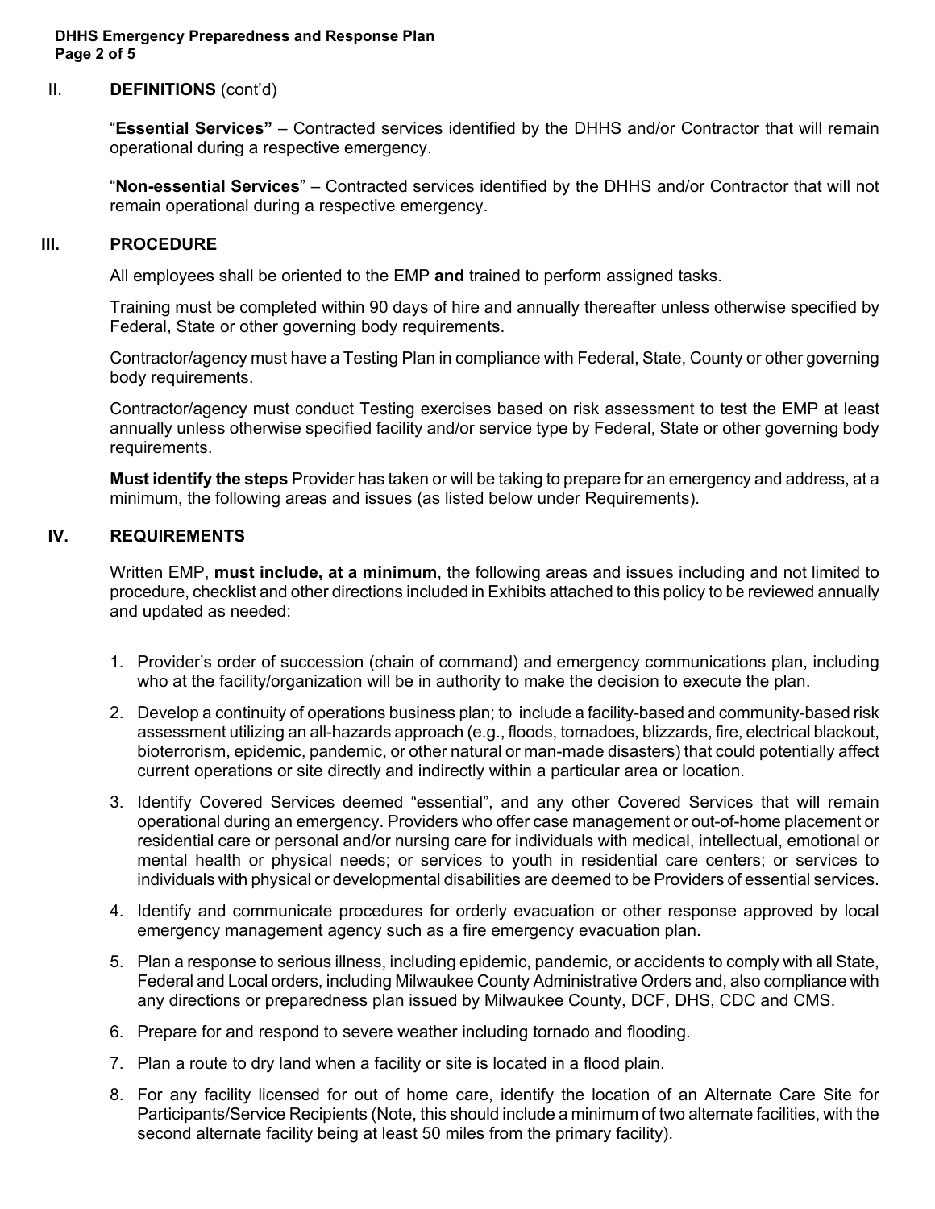## II. DEFINITIONS (cont'd)

"**Essential Services"** – Contracted services identified by the DHHS and/or Contractor that will remain operational during a respective emergency.

"**Non-essential Services**" – Contracted services identified by the DHHS and/or Contractor that will not remain operational during a respective emergency.

## III. PROCEDURE

All employees shall be oriented to the EMP **and** trained to perform assigned tasks.

Training must be completed within 90 days of hire and annually thereafter unless otherwise specified by Federal, State or other governing body requirements.

Contractor/agency must have a Testing Plan in compliance with Federal, State, County or other governing body requirements.

Contractor/agency must conduct Testing exercises based on risk assessment to test the EMP at least annually unless otherwise specified facility and/or service type by Federal, State or other governing body requirements.

**Must identify the steps** Provider has taken or will be taking to prepare for an emergency and address, at a minimum, the following areas and issues (as listed below under Requirements).

## IV. REQUIREMENTS

Written EMP, **must include, at a minimum**, the following areas and issues including and not limited to procedure, checklist and other directions included in Exhibits attached to this policy to be reviewed annually and updated as needed:

1. Provider's order of succession (chain of command) and emergency communications plan, including who at the facility/organization will be in authority to make the decision to execute the plan.
2. Develop a continuity of operations business plan; to include a facility-based and community-based risk assessment utilizing an all-hazards approach (e.g., floods, tornadoes, blizzards, fire, electrical blackout, bioterrorism, epidemic, pandemic, or other natural or man-made disasters) that could potentially affect current operations or site directly and indirectly within a particular area or location.
3. Identify Covered Services deemed "essential", and any other Covered Services that will remain operational during an emergency. Providers who offer case management or out-of-home placement or residential care or personal and/or nursing care for individuals with medical, intellectual, emotional or mental health or physical needs; or services to youth in residential care centers; or services to individuals with physical or developmental disabilities are deemed to be Providers of essential services.
4. Identify and communicate procedures for orderly evacuation or other response approved by local emergency management agency such as a fire emergency evacuation plan.
5. Plan a response to serious illness, including epidemic, pandemic, or accidents to comply with all State, Federal and Local orders, including Milwaukee County Administrative Orders and, also compliance with any directions or preparedness plan issued by Milwaukee County, DCF, DHS, CDC and CMS.
6. Prepare for and respond to severe weather including tornado and flooding.
7. Plan a route to dry land when a facility or site is located in a flood plain.
8. For any facility licensed for out of home care, identify the location of an Alternate Care Site for Participants/Service Recipients (Note, this should include a minimum of two alternate facilities, with the second alternate facility being at least 50 miles from the primary facility).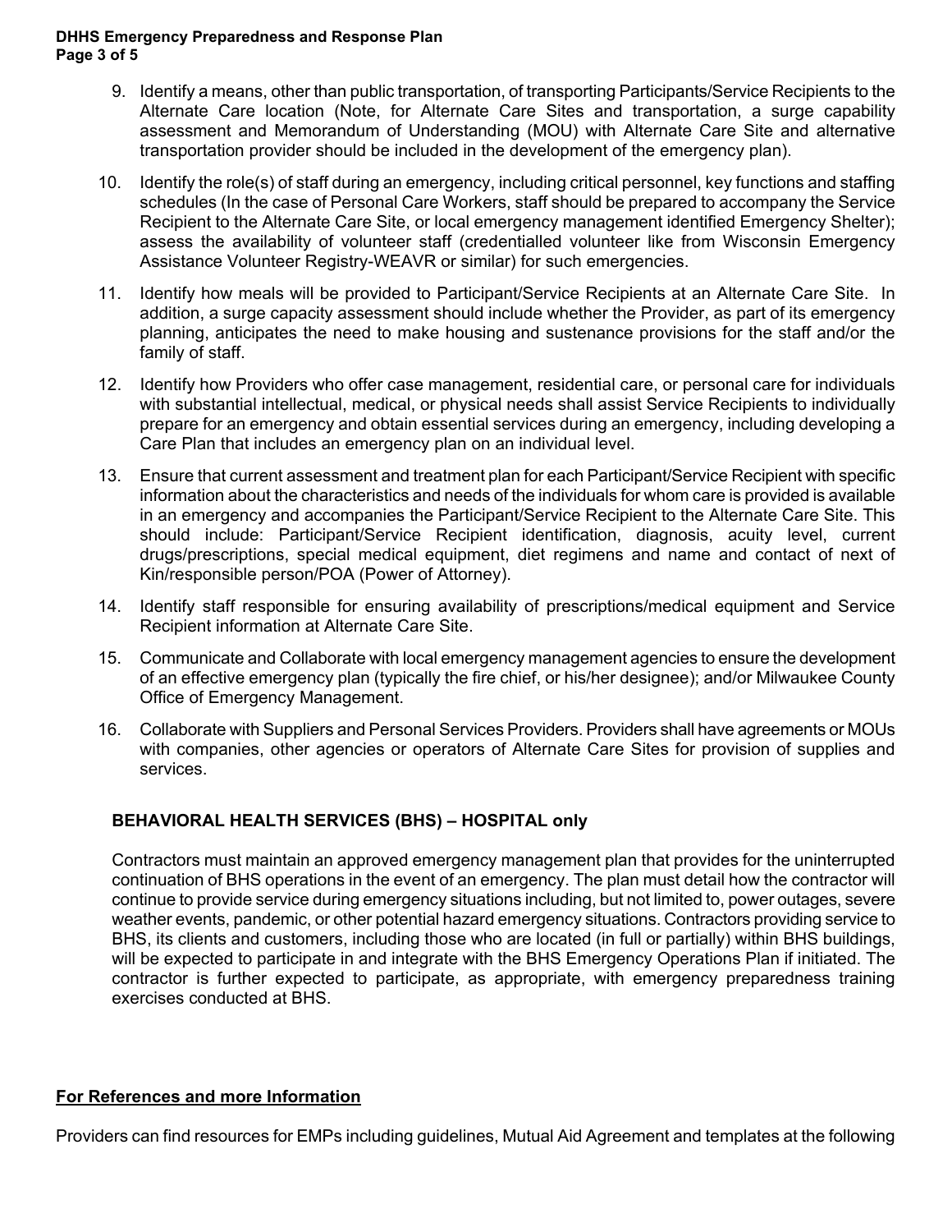9. Identify a means, other than public transportation, of transporting Participants/Service Recipients to the Alternate Care location (Note, for Alternate Care Sites and transportation, a surge capability assessment and Memorandum of Understanding (MOU) with Alternate Care Site and alternative transportation provider should be included in the development of the emergency plan).
10. Identify the role(s) of staff during an emergency, including critical personnel, key functions and staffing schedules (In the case of Personal Care Workers, staff should be prepared to accompany the Service Recipient to the Alternate Care Site, or local emergency management identified Emergency Shelter); assess the availability of volunteer staff (credentialled volunteer like from Wisconsin Emergency Assistance Volunteer Registry-WEAVR or similar) for such emergencies.
11. Identify how meals will be provided to Participant/Service Recipients at an Alternate Care Site. In addition, a surge capacity assessment should include whether the Provider, as part of its emergency planning, anticipates the need to make housing and sustenance provisions for the staff and/or the family of staff.
12. Identify how Providers who offer case management, residential care, or personal care for individuals with substantial intellectual, medical, or physical needs shall assist Service Recipients to individually prepare for an emergency and obtain essential services during an emergency, including developing a Care Plan that includes an emergency plan on an individual level.
13. Ensure that current assessment and treatment plan for each Participant/Service Recipient with specific information about the characteristics and needs of the individuals for whom care is provided is available in an emergency and accompanies the Participant/Service Recipient to the Alternate Care Site. This should include: Participant/Service Recipient identification, diagnosis, acuity level, current drugs/prescriptions, special medical equipment, diet regimens and name and contact of next of Kin/responsible person/POA (Power of Attorney).
14. Identify staff responsible for ensuring availability of prescriptions/medical equipment and Service Recipient information at Alternate Care Site.
15. Communicate and Collaborate with local emergency management agencies to ensure the development of an effective emergency plan (typically the fire chief, or his/her designee); and/or Milwaukee County Office of Emergency Management.
16. Collaborate with Suppliers and Personal Services Providers. Providers shall have agreements or MOUs with companies, other agencies or operators of Alternate Care Sites for provision of supplies and services.

## BEHAVIORAL HEALTH SERVICES (BHS) – HOSPITAL only

Contractors must maintain an approved emergency management plan that provides for the uninterrupted continuation of BHS operations in the event of an emergency. The plan must detail how the contractor will continue to provide service during emergency situations including, but not limited to, power outages, severe weather events, pandemic, or other potential hazard emergency situations. Contractors providing service to BHS, its clients and customers, including those who are located (in full or partially) within BHS buildings, will be expected to participate in and integrate with the BHS Emergency Operations Plan if initiated. The contractor is further expected to participate, as appropriate, with emergency preparedness training exercises conducted at BHS.

## <u>For References and more Information</u>

Providers can find resources for EMPs including guidelines, Mutual Aid Agreement and templates at the following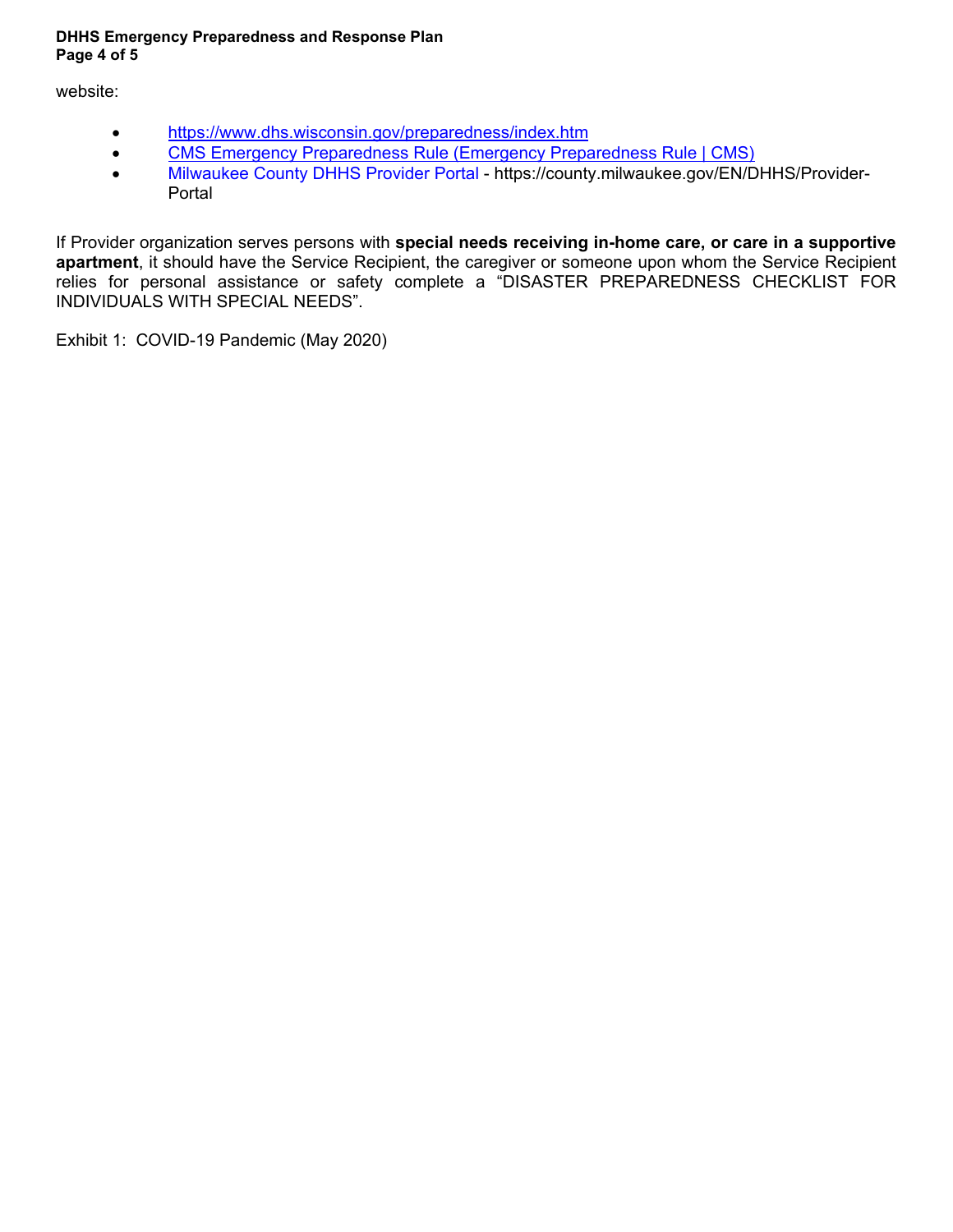website:

- https://www.dhs.wisconsin.gov/preparedness/index.htm
- CMS Emergency Preparedness Rule (Emergency Preparedness Rule | CMS)
- Milwaukee County DHHS Provider Portal - https://county.milwaukee.gov/EN/DHHS/Provider-Portal

If Provider organization serves persons with **special needs receiving in-home care, or care in a supportive apartment**, it should have the Service Recipient, the caregiver or someone upon whom the Service Recipient relies for personal assistance or safety complete a "DISASTER PREPAREDNESS CHECKLIST FOR INDIVIDUALS WITH SPECIAL NEEDS".

Exhibit 1: COVID-19 Pandemic (May 2020)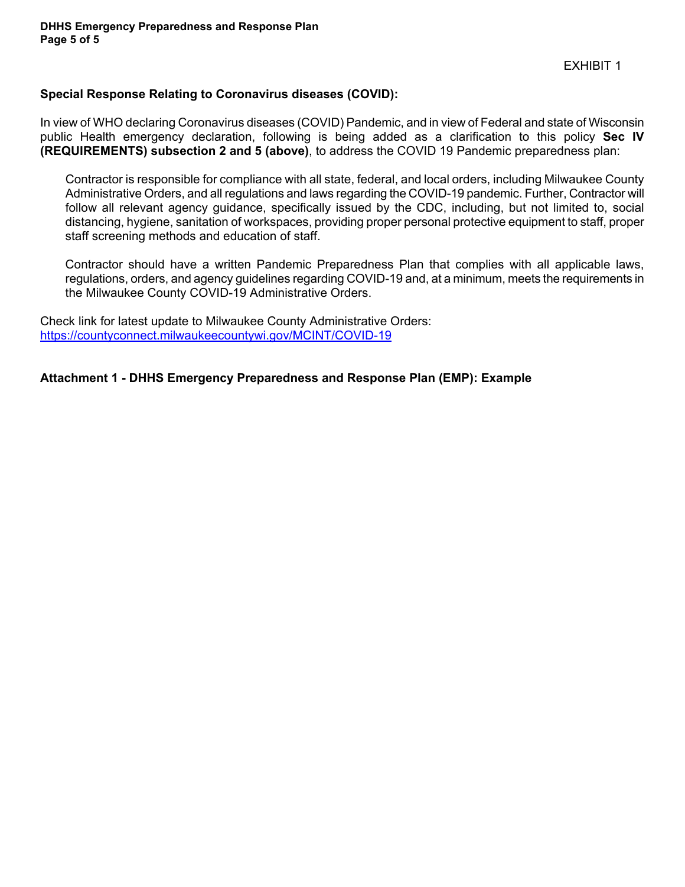EXHIBIT 1

**Special Response Relating to Coronavirus diseases (COVID):**

In view of WHO declaring Coronavirus diseases (COVID) Pandemic, and in view of Federal and state of Wisconsin public Health emergency declaration, following is being added as a clarification to this policy **Sec IV (REQUIREMENTS) subsection 2 and 5 (above)**, to address the COVID 19 Pandemic preparedness plan:

> Contractor is responsible for compliance with all state, federal, and local orders, including Milwaukee County Administrative Orders, and all regulations and laws regarding the COVID-19 pandemic. Further, Contractor will follow all relevant agency guidance, specifically issued by the CDC, including, but not limited to, social distancing, hygiene, sanitation of workspaces, providing proper personal protective equipment to staff, proper staff screening methods and education of staff.
>
> Contractor should have a written Pandemic Preparedness Plan that complies with all applicable laws, regulations, orders, and agency guidelines regarding COVID-19 and, at a minimum, meets the requirements in the Milwaukee County COVID-19 Administrative Orders.

Check link for latest update to Milwaukee County Administrative Orders:
https://countyconnect.milwaukeecountywi.gov/MCINT/COVID-19

**Attachment 1 - DHHS Emergency Preparedness and Response Plan (EMP): Example**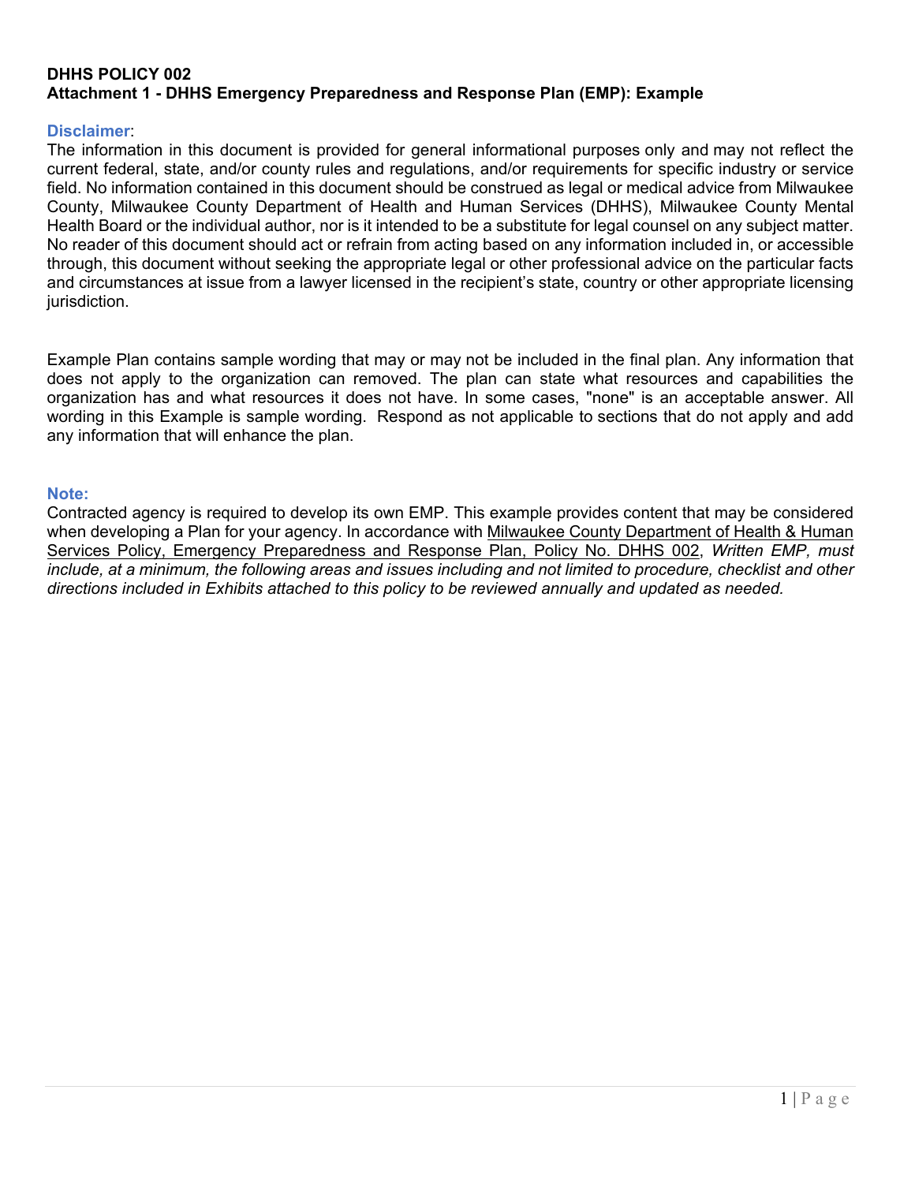**DHHS POLICY 002**
**Attachment 1 - DHHS Emergency Preparedness and Response Plan (EMP): Example**

**Disclaimer**:
The information in this document is provided for general informational purposes only and may not reflect the current federal, state, and/or county rules and regulations, and/or requirements for specific industry or service field. No information contained in this document should be construed as legal or medical advice from Milwaukee County, Milwaukee County Department of Health and Human Services (DHHS), Milwaukee County Mental Health Board or the individual author, nor is it intended to be a substitute for legal counsel on any subject matter. No reader of this document should act or refrain from acting based on any information included in, or accessible through, this document without seeking the appropriate legal or other professional advice on the particular facts and circumstances at issue from a lawyer licensed in the recipient's state, country or other appropriate licensing jurisdiction.

Example Plan contains sample wording that may or may not be included in the final plan. Any information that does not apply to the organization can removed. The plan can state what resources and capabilities the organization has and what resources it does not have. In some cases, "none" is an acceptable answer. All wording in this Example is sample wording. Respond as not applicable to sections that do not apply and add any information that will enhance the plan.

**Note:**
Contracted agency is required to develop its own EMP. This example provides content that may be considered when developing a Plan for your agency. In accordance with Milwaukee County Department of Health & Human Services Policy, Emergency Preparedness and Response Plan, Policy No. DHHS 002, *Written EMP, must include, at a minimum, the following areas and issues including and not limited to procedure, checklist and other directions included in Exhibits attached to this policy to be reviewed annually and updated as needed.*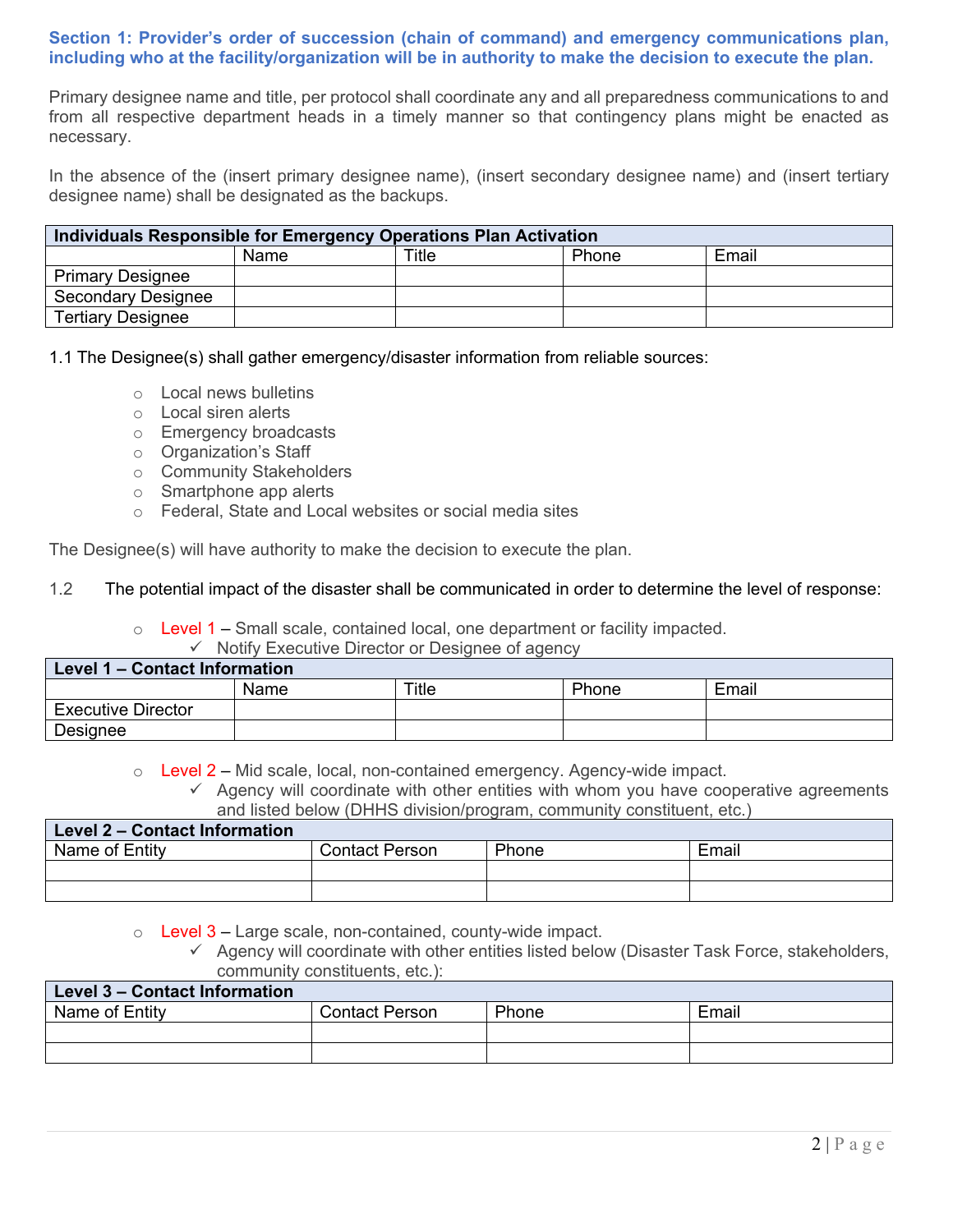**Section 1: Provider's order of succession (chain of command) and emergency communications plan, including who at the facility/organization will be in authority to make the decision to execute the plan.**

Primary designee name and title, per protocol shall coordinate any and all preparedness communications to and from all respective department heads in a timely manner so that contingency plans might be enacted as necessary.

In the absence of the (insert primary designee name), (insert secondary designee name) and (insert tertiary designee name) shall be designated as the backups.

| Individuals Responsible for Emergency Operations Plan Activation | | | | |
|---|---|---|---|---|
| | Name | Title | Phone | Email |
| Primary Designee | | | | |
| Secondary Designee | | | | |
| Tertiary Designee | | | | |

1.1 The Designee(s) shall gather emergency/disaster information from reliable sources:

- Local news bulletins
- Local siren alerts
- Emergency broadcasts
- Organization's Staff
- Community Stakeholders
- Smartphone app alerts
- Federal, State and Local websites or social media sites

The Designee(s) will have authority to make the decision to execute the plan.

1.2 The potential impact of the disaster shall be communicated in order to determine the level of response:

- Level 1 – Small scale, contained local, one department or facility impacted.
  - ✓ Notify Executive Director or Designee of agency

| Level 1 – Contact Information | | | | |
|---|---|---|---|---|
| | Name | Title | Phone | Email |
| Executive Director | | | | |
| Designee | | | | |

- Level 2 – Mid scale, local, non-contained emergency. Agency-wide impact.
  - ✓ Agency will coordinate with other entities with whom you have cooperative agreements and listed below (DHHS division/program, community constituent, etc.)

| Level 2 – Contact Information | | | |
|---|---|---|---|
| Name of Entity | Contact Person | Phone | Email |
| | | | |
| | | | |

- Level 3 – Large scale, non-contained, county-wide impact.
  - ✓ Agency will coordinate with other entities listed below (Disaster Task Force, stakeholders, community constituents, etc.):

| Level 3 – Contact Information | | | |
|---|---|---|---|
| Name of Entity | Contact Person | Phone | Email |
| | | | |
| | | | |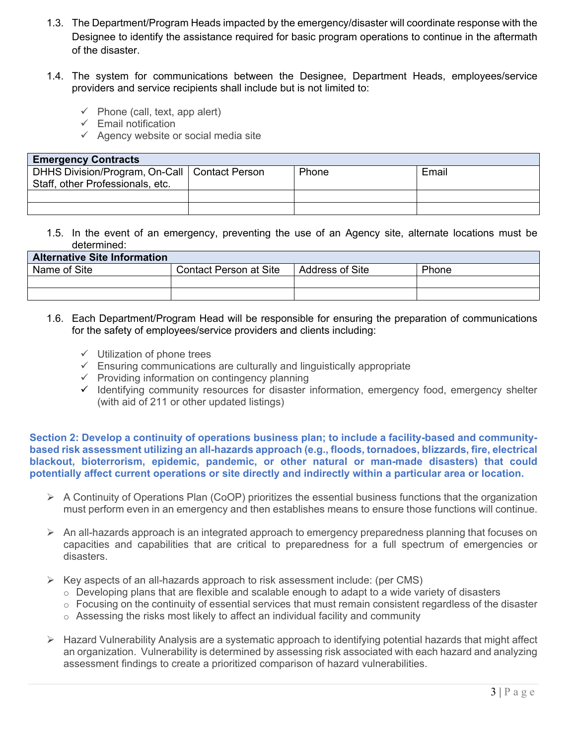1.3. The Department/Program Heads impacted by the emergency/disaster will coordinate response with the Designee to identify the assistance required for basic program operations to continue in the aftermath of the disaster.

1.4. The system for communications between the Designee, Department Heads, employees/service providers and service recipients shall include but is not limited to:

- ✓ Phone (call, text, app alert)
- ✓ Email notification
- ✓ Agency website or social media site

| **Emergency Contracts** | | | |
|---|---|---|---|
| DHHS Division/Program, On-Call Staff, other Professionals, etc. | Contact Person | Phone | Email |
| | | | |
| | | | |

1.5. In the event of an emergency, preventing the use of an Agency site, alternate locations must be determined:

| **Alternative Site Information** | | | |
|---|---|---|---|
| Name of Site | Contact Person at Site | Address of Site | Phone |
| | | | |
| | | | |

1.6. Each Department/Program Head will be responsible for ensuring the preparation of communications for the safety of employees/service providers and clients including:

- ✓ Utilization of phone trees
- ✓ Ensuring communications are culturally and linguistically appropriate
- ✓ Providing information on contingency planning
- ✓ Identifying community resources for disaster information, emergency food, emergency shelter (with aid of 211 or other updated listings)

**Section 2: Develop a continuity of operations business plan; to include a facility-based and community-based risk assessment utilizing an all-hazards approach (e.g., floods, tornadoes, blizzards, fire, electrical blackout, bioterrorism, epidemic, pandemic, or other natural or man-made disasters) that could potentially affect current operations or site directly and indirectly within a particular area or location.**

- ➢ A Continuity of Operations Plan (CoOP) prioritizes the essential business functions that the organization must perform even in an emergency and then establishes means to ensure those functions will continue.
- ➢ An all-hazards approach is an integrated approach to emergency preparedness planning that focuses on capacities and capabilities that are critical to preparedness for a full spectrum of emergencies or disasters.
- ➢ Key aspects of an all-hazards approach to risk assessment include: (per CMS)
  - Developing plans that are flexible and scalable enough to adapt to a wide variety of disasters
  - Focusing on the continuity of essential services that must remain consistent regardless of the disaster
  - Assessing the risks most likely to affect an individual facility and community
- ➢ Hazard Vulnerability Analysis are a systematic approach to identifying potential hazards that might affect an organization. Vulnerability is determined by assessing risk associated with each hazard and analyzing assessment findings to create a prioritized comparison of hazard vulnerabilities.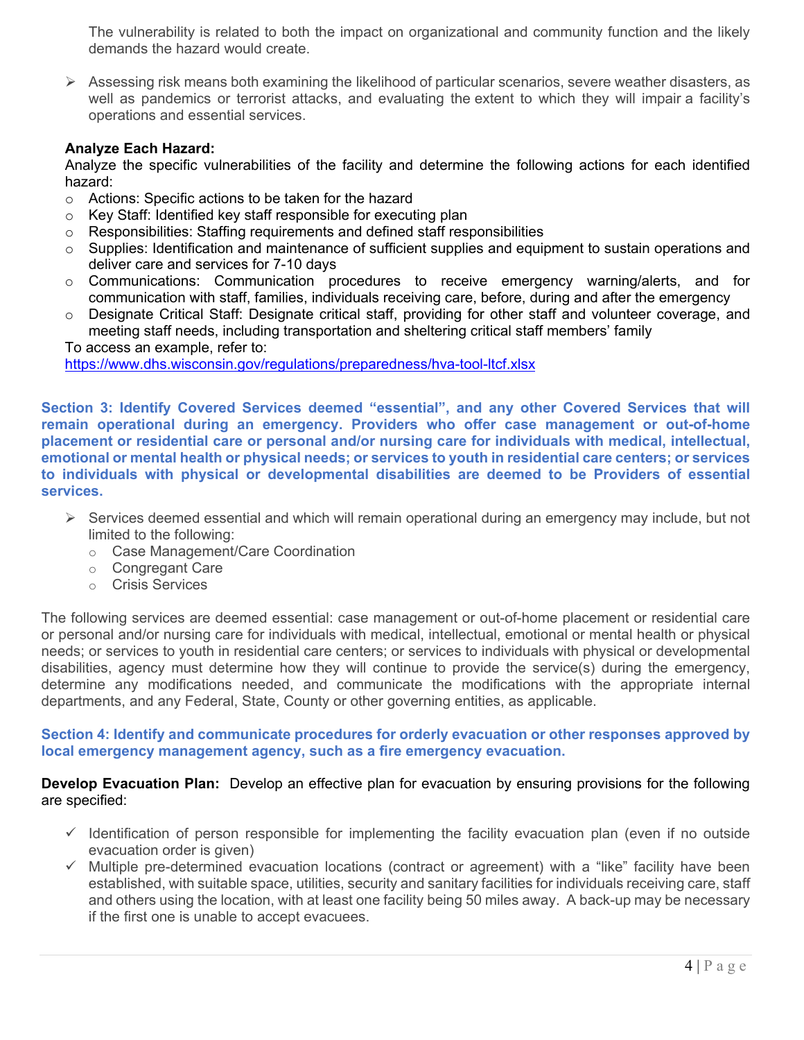The vulnerability is related to both the impact on organizational and community function and the likely demands the hazard would create.

- Assessing risk means both examining the likelihood of particular scenarios, severe weather disasters, as well as pandemics or terrorist attacks, and evaluating the extent to which they will impair a facility's operations and essential services.

**Analyze Each Hazard:**
Analyze the specific vulnerabilities of the facility and determine the following actions for each identified hazard:

- Actions: Specific actions to be taken for the hazard
- Key Staff: Identified key staff responsible for executing plan
- Responsibilities: Staffing requirements and defined staff responsibilities
- Supplies: Identification and maintenance of sufficient supplies and equipment to sustain operations and deliver care and services for 7-10 days
- Communications: Communication procedures to receive emergency warning/alerts, and for communication with staff, families, individuals receiving care, before, during and after the emergency
- Designate Critical Staff: Designate critical staff, providing for other staff and volunteer coverage, and meeting staff needs, including transportation and sheltering critical staff members' family

To access an example, refer to:
https://www.dhs.wisconsin.gov/regulations/preparedness/hva-tool-ltcf.xlsx

### Section 3: Identify Covered Services deemed "essential", and any other Covered Services that will remain operational during an emergency. Providers who offer case management or out-of-home placement or residential care or personal and/or nursing care for individuals with medical, intellectual, emotional or mental health or physical needs; or services to youth in residential care centers; or services to individuals with physical or developmental disabilities are deemed to be Providers of essential services.

- Services deemed essential and which will remain operational during an emergency may include, but not limited to the following:
  - Case Management/Care Coordination
  - Congregant Care
  - Crisis Services

The following services are deemed essential: case management or out-of-home placement or residential care or personal and/or nursing care for individuals with medical, intellectual, emotional or mental health or physical needs; or services to youth in residential care centers; or services to individuals with physical or developmental disabilities, agency must determine how they will continue to provide the service(s) during the emergency, determine any modifications needed, and communicate the modifications with the appropriate internal departments, and any Federal, State, County or other governing entities, as applicable.

### Section 4: Identify and communicate procedures for orderly evacuation or other responses approved by local emergency management agency, such as a fire emergency evacuation.

**Develop Evacuation Plan:** Develop an effective plan for evacuation by ensuring provisions for the following are specified:

- ✓ Identification of person responsible for implementing the facility evacuation plan (even if no outside evacuation order is given)
- ✓ Multiple pre-determined evacuation locations (contract or agreement) with a "like" facility have been established, with suitable space, utilities, security and sanitary facilities for individuals receiving care, staff and others using the location, with at least one facility being 50 miles away. A back-up may be necessary if the first one is unable to accept evacuees.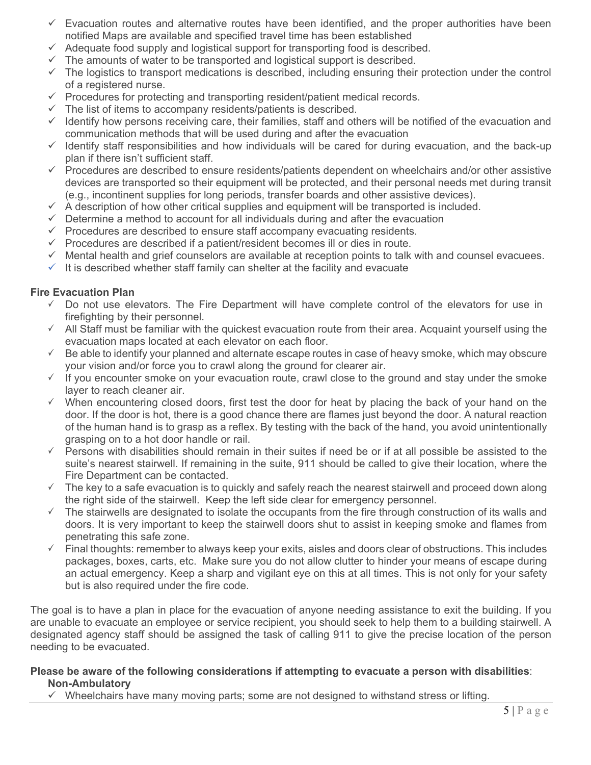- ✓ Evacuation routes and alternative routes have been identified, and the proper authorities have been notified Maps are available and specified travel time has been established
- ✓ Adequate food supply and logistical support for transporting food is described.
- ✓ The amounts of water to be transported and logistical support is described.
- ✓ The logistics to transport medications is described, including ensuring their protection under the control of a registered nurse.
- ✓ Procedures for protecting and transporting resident/patient medical records.
- ✓ The list of items to accompany residents/patients is described.
- ✓ Identify how persons receiving care, their families, staff and others will be notified of the evacuation and communication methods that will be used during and after the evacuation
- ✓ Identify staff responsibilities and how individuals will be cared for during evacuation, and the back-up plan if there isn't sufficient staff.
- ✓ Procedures are described to ensure residents/patients dependent on wheelchairs and/or other assistive devices are transported so their equipment will be protected, and their personal needs met during transit (e.g., incontinent supplies for long periods, transfer boards and other assistive devices).
- ✓ A description of how other critical supplies and equipment will be transported is included.
- ✓ Determine a method to account for all individuals during and after the evacuation
- ✓ Procedures are described to ensure staff accompany evacuating residents.
- ✓ Procedures are described if a patient/resident becomes ill or dies in route.
- ✓ Mental health and grief counselors are available at reception points to talk with and counsel evacuees.
- ✓ It is described whether staff family can shelter at the facility and evacuate

**Fire Evacuation Plan**

- ✓ Do not use elevators. The Fire Department will have complete control of the elevators for use in firefighting by their personnel.
- ✓ All Staff must be familiar with the quickest evacuation route from their area. Acquaint yourself using the evacuation maps located at each elevator on each floor.
- ✓ Be able to identify your planned and alternate escape routes in case of heavy smoke, which may obscure your vision and/or force you to crawl along the ground for clearer air.
- ✓ If you encounter smoke on your evacuation route, crawl close to the ground and stay under the smoke layer to reach cleaner air.
- ✓ When encountering closed doors, first test the door for heat by placing the back of your hand on the door. If the door is hot, there is a good chance there are flames just beyond the door. A natural reaction of the human hand is to grasp as a reflex. By testing with the back of the hand, you avoid unintentionally grasping on to a hot door handle or rail.
- ✓ Persons with disabilities should remain in their suites if need be or if at all possible be assisted to the suite's nearest stairwell. If remaining in the suite, 911 should be called to give their location, where the Fire Department can be contacted.
- ✓ The key to a safe evacuation is to quickly and safely reach the nearest stairwell and proceed down along the right side of the stairwell. Keep the left side clear for emergency personnel.
- ✓ The stairwells are designated to isolate the occupants from the fire through construction of its walls and doors. It is very important to keep the stairwell doors shut to assist in keeping smoke and flames from penetrating this safe zone.
- ✓ Final thoughts: remember to always keep your exits, aisles and doors clear of obstructions. This includes packages, boxes, carts, etc. Make sure you do not allow clutter to hinder your means of escape during an actual emergency. Keep a sharp and vigilant eye on this at all times. This is not only for your safety but is also required under the fire code.

The goal is to have a plan in place for the evacuation of anyone needing assistance to exit the building. If you are unable to evacuate an employee or service recipient, you should seek to help them to a building stairwell. A designated agency staff should be assigned the task of calling 911 to give the precise location of the person needing to be evacuated.

**Please be aware of the following considerations if attempting to evacuate a person with disabilities**:

**Non-Ambulatory**

- ✓ Wheelchairs have many moving parts; some are not designed to withstand stress or lifting.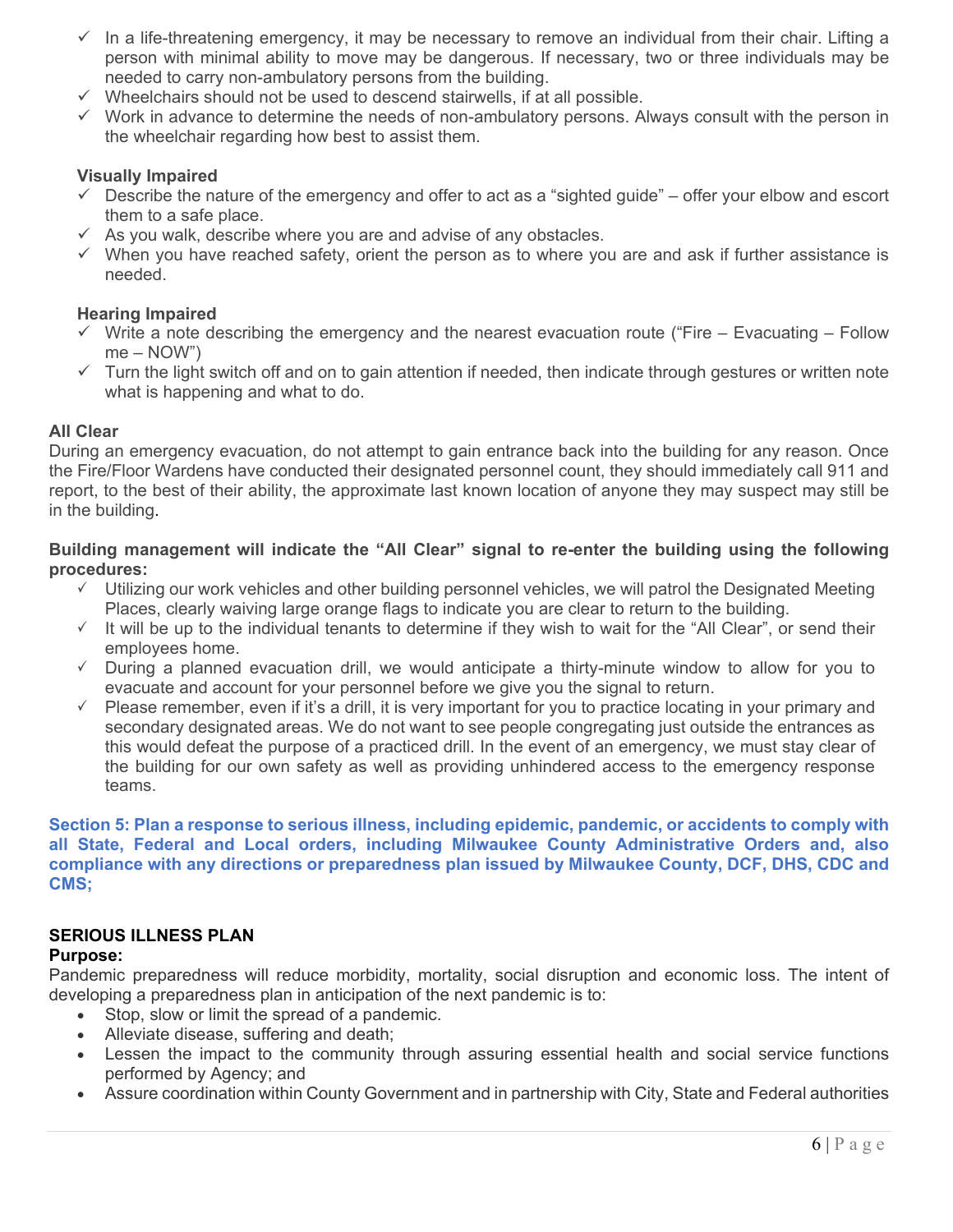- ✓ In a life-threatening emergency, it may be necessary to remove an individual from their chair. Lifting a person with minimal ability to move may be dangerous. If necessary, two or three individuals may be needed to carry non-ambulatory persons from the building.
- ✓ Wheelchairs should not be used to descend stairwells, if at all possible.
- ✓ Work in advance to determine the needs of non-ambulatory persons. Always consult with the person in the wheelchair regarding how best to assist them.

**Visually Impaired**

- ✓ Describe the nature of the emergency and offer to act as a "sighted guide" – offer your elbow and escort them to a safe place.
- ✓ As you walk, describe where you are and advise of any obstacles.
- ✓ When you have reached safety, orient the person as to where you are and ask if further assistance is needed.

**Hearing Impaired**

- ✓ Write a note describing the emergency and the nearest evacuation route ("Fire – Evacuating – Follow me – NOW")
- ✓ Turn the light switch off and on to gain attention if needed, then indicate through gestures or written note what is happening and what to do.

**All Clear**

During an emergency evacuation, do not attempt to gain entrance back into the building for any reason. Once the Fire/Floor Wardens have conducted their designated personnel count, they should immediately call 911 and report, to the best of their ability, the approximate last known location of anyone they may suspect may still be in the building.

**Building management will indicate the "All Clear" signal to re-enter the building using the following procedures:**

- ✓ Utilizing our work vehicles and other building personnel vehicles, we will patrol the Designated Meeting Places, clearly waiving large orange flags to indicate you are clear to return to the building.
- ✓ It will be up to the individual tenants to determine if they wish to wait for the "All Clear", or send their employees home.
- ✓ During a planned evacuation drill, we would anticipate a thirty-minute window to allow for you to evacuate and account for your personnel before we give you the signal to return.
- ✓ Please remember, even if it's a drill, it is very important for you to practice locating in your primary and secondary designated areas. We do not want to see people congregating just outside the entrances as this would defeat the purpose of a practiced drill. In the event of an emergency, we must stay clear of the building for our own safety as well as providing unhindered access to the emergency response teams.

## Section 5: Plan a response to serious illness, including epidemic, pandemic, or accidents to comply with all State, Federal and Local orders, including Milwaukee County Administrative Orders and, also compliance with any directions or preparedness plan issued by Milwaukee County, DCF, DHS, CDC and CMS;

**SERIOUS ILLNESS PLAN**

**Purpose:**

Pandemic preparedness will reduce morbidity, mortality, social disruption and economic loss. The intent of developing a preparedness plan in anticipation of the next pandemic is to:

- Stop, slow or limit the spread of a pandemic.
- Alleviate disease, suffering and death;
- Lessen the impact to the community through assuring essential health and social service functions performed by Agency; and
- Assure coordination within County Government and in partnership with City, State and Federal authorities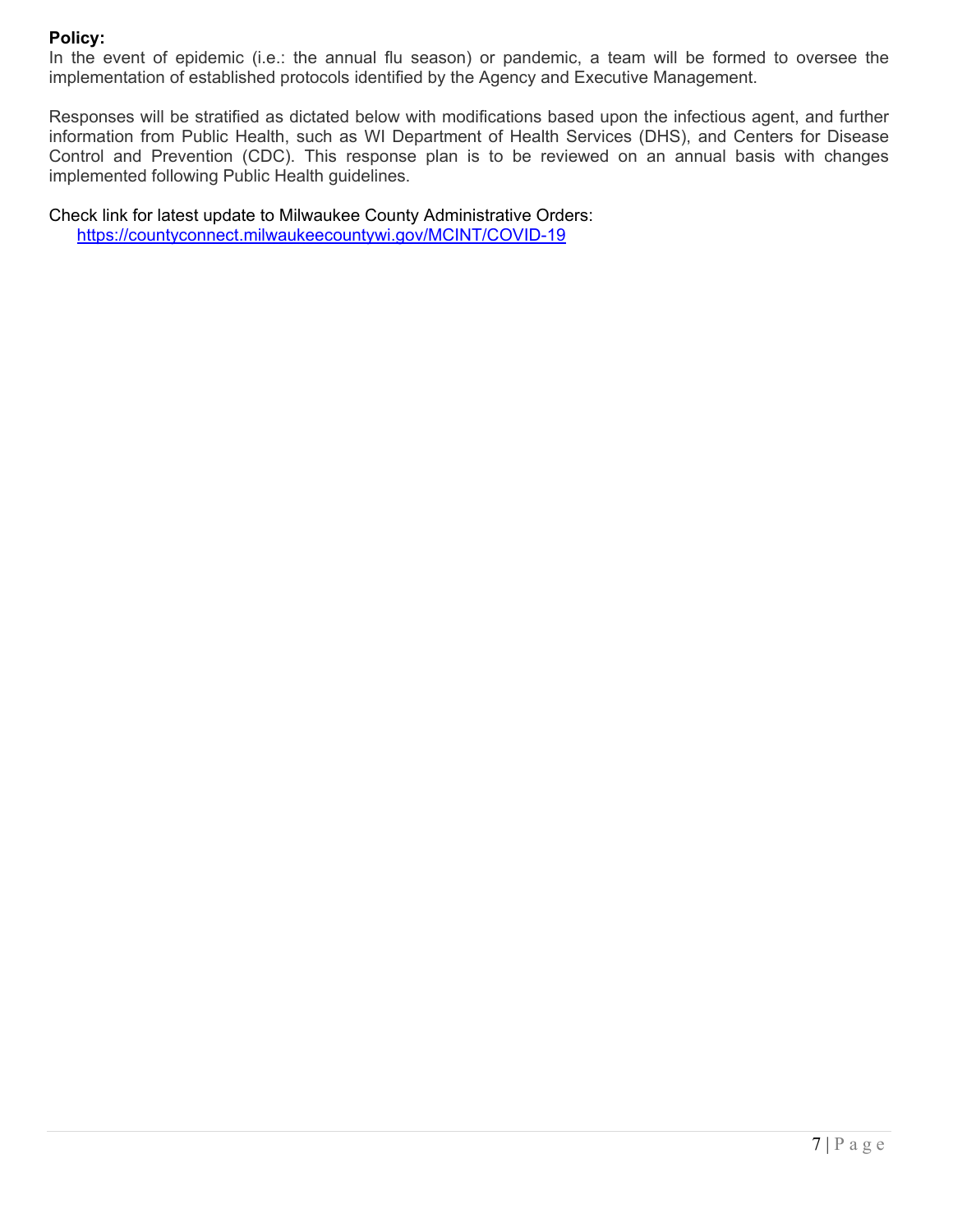**Policy:**
In the event of epidemic (i.e.: the annual flu season) or pandemic, a team will be formed to oversee the implementation of established protocols identified by the Agency and Executive Management.

Responses will be stratified as dictated below with modifications based upon the infectious agent, and further information from Public Health, such as WI Department of Health Services (DHS), and Centers for Disease Control and Prevention (CDC). This response plan is to be reviewed on an annual basis with changes implemented following Public Health guidelines.

Check link for latest update to Milwaukee County Administrative Orders:
https://countyconnect.milwaukeecountywi.gov/MCINT/COVID-19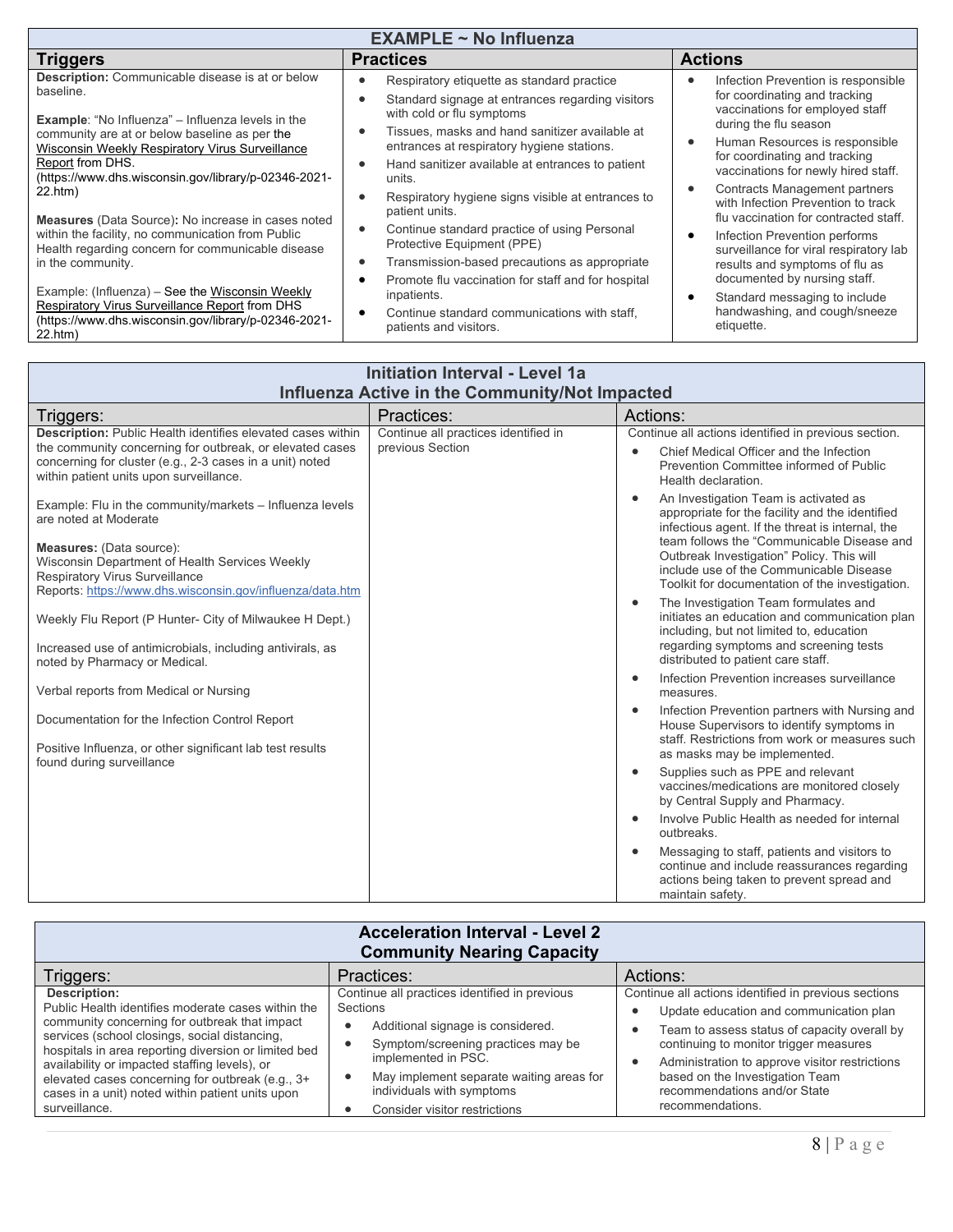| EXAMPLE ~ No Influenza | | |
|---|---|---|
| **Triggers** | **Practices** | **Actions** |
| **Description:** Communicable disease is at or below baseline.<br><br>**Example**: "No Influenza" – Influenza levels in the community are at or below baseline as per the Wisconsin Weekly Respiratory Virus Surveillance Report from DHS. (https://www.dhs.wisconsin.gov/library/p-02346-2021-22.htm)<br><br>**Measures** (Data Source)**:** No increase in cases noted within the facility, no communication from Public Health regarding concern for communicable disease in the community.<br><br>Example: (Influenza) – See the Wisconsin Weekly Respiratory Virus Surveillance Report from DHS (https://www.dhs.wisconsin.gov/library/p-02346-2021-22.htm) | • Respiratory etiquette as standard practice<br>• Standard signage at entrances regarding visitors with cold or flu symptoms<br>• Tissues, masks and hand sanitizer available at entrances at respiratory hygiene stations.<br>• Hand sanitizer available at entrances to patient units.<br>• Respiratory hygiene signs visible at entrances to patient units.<br>• Continue standard practice of using Personal Protective Equipment (PPE)<br>• Transmission-based precautions as appropriate<br>• Promote flu vaccination for staff and for hospital inpatients.<br>• Continue standard communications with staff, patients and visitors. | • Infection Prevention is responsible for coordinating and tracking vaccinations for employed staff during the flu season<br>• Human Resources is responsible for coordinating and tracking vaccinations for newly hired staff.<br>• Contracts Management partners with Infection Prevention to track flu vaccination for contracted staff.<br>• Infection Prevention performs surveillance for viral respiratory lab results and symptoms of flu as documented by nursing staff.<br>• Standard messaging to include handwashing, and cough/sneeze etiquette. |

| Initiation Interval - Level 1a<br>Influenza Active in the Community/Not Impacted | | |
|---|---|---|
| Triggers: | Practices: | Actions: |
| **Description:** Public Health identifies elevated cases within the community concerning for outbreak, or elevated cases concerning for cluster (e.g., 2-3 cases in a unit) noted within patient units upon surveillance.<br><br>Example: Flu in the community/markets – Influenza levels are noted at Moderate<br><br>**Measures:** (Data source):<br>Wisconsin Department of Health Services Weekly Respiratory Virus Surveillance<br>Reports: https://www.dhs.wisconsin.gov/influenza/data.htm<br><br>Weekly Flu Report (P Hunter- City of Milwaukee H Dept.)<br><br>Increased use of antimicrobials, including antivirals, as noted by Pharmacy or Medical.<br><br>Verbal reports from Medical or Nursing<br><br>Documentation for the Infection Control Report<br><br>Positive Influenza, or other significant lab test results found during surveillance | Continue all practices identified in previous Section | Continue all actions identified in previous section.<br>• Chief Medical Officer and the Infection Prevention Committee informed of Public Health declaration.<br>• An Investigation Team is activated as appropriate for the facility and the identified infectious agent. If the threat is internal, the team follows the "Communicable Disease and Outbreak Investigation" Policy. This will include use of the Communicable Disease Toolkit for documentation of the investigation.<br>• The Investigation Team formulates and initiates an education and communication plan including, but not limited to, education regarding symptoms and screening tests distributed to patient care staff.<br>• Infection Prevention increases surveillance measures.<br>• Infection Prevention partners with Nursing and House Supervisors to identify symptoms in staff. Restrictions from work or measures such as masks may be implemented.<br>• Supplies such as PPE and relevant vaccines/medications are monitored closely by Central Supply and Pharmacy.<br>• Involve Public Health as needed for internal outbreaks.<br>• Messaging to staff, patients and visitors to continue and include reassurances regarding actions being taken to prevent spread and maintain safety. |

| Acceleration Interval - Level 2<br>Community Nearing Capacity | | |
|---|---|---|
| Triggers: | Practices: | Actions: |
| **Description:**<br>Public Health identifies moderate cases within the community concerning for outbreak that impact services (school closings, social distancing, hospitals in area reporting diversion or limited bed availability or impacted staffing levels), or elevated cases concerning for outbreak (e.g., 3+ cases in a unit) noted within patient units upon surveillance. | Continue all practices identified in previous Sections<br>• Additional signage is considered.<br>• Symptom/screening practices may be implemented in PSC.<br>• May implement separate waiting areas for individuals with symptoms<br>• Consider visitor restrictions | Continue all actions identified in previous sections<br>• Update education and communication plan<br>• Team to assess status of capacity overall by continuing to monitor trigger measures<br>• Administration to approve visitor restrictions based on the Investigation Team recommendations and/or State recommendations. |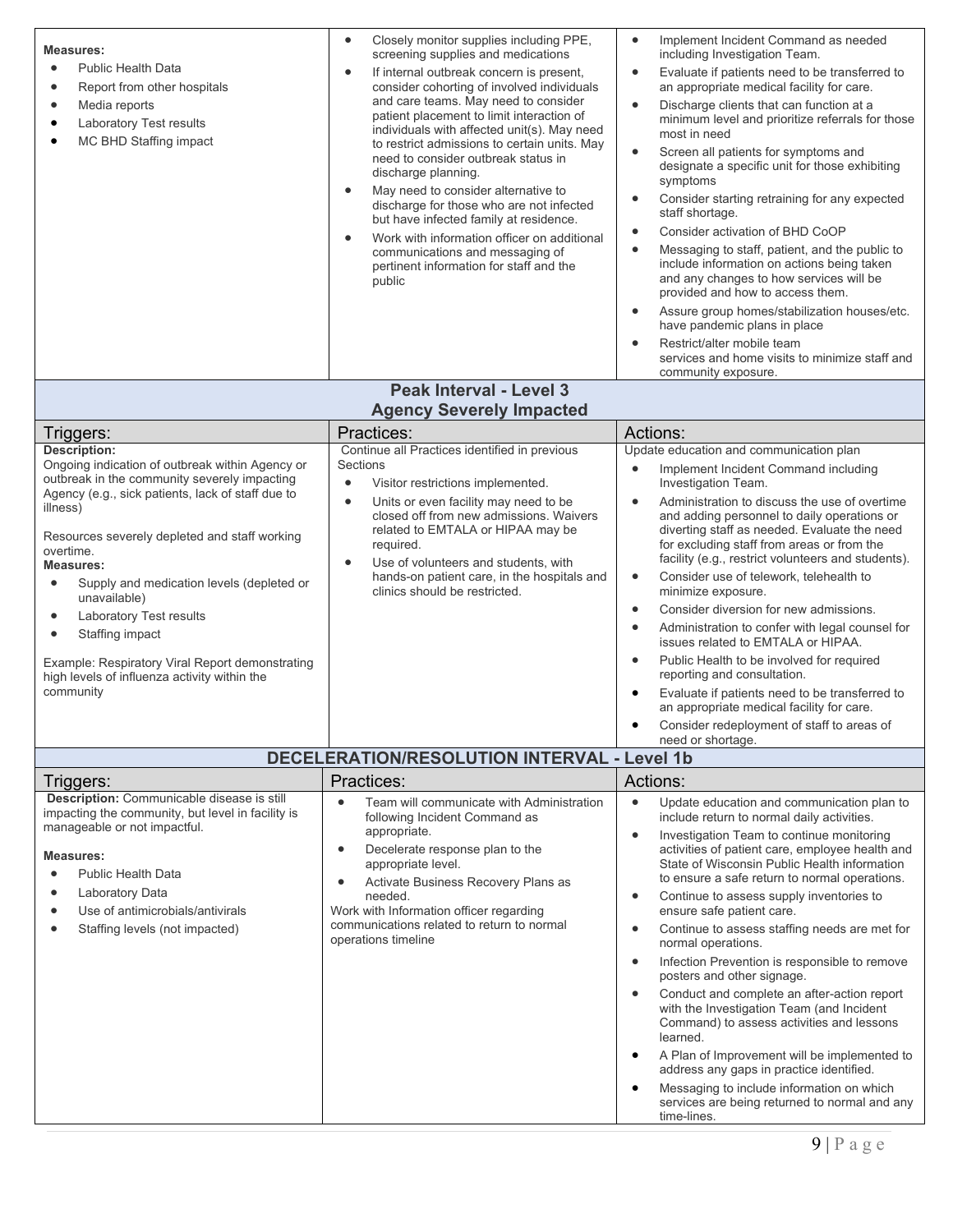| Triggers: | Practices: | Actions: |
|---|---|---|
| **Measures:**<br>• Public Health Data<br>• Report from other hospitals<br>• Media reports<br>• Laboratory Test results<br>• MC BHD Staffing impact | • Closely monitor supplies including PPE, screening supplies and medications<br>• If internal outbreak concern is present, consider cohorting of involved individuals and care teams. May need to consider patient placement to limit interaction of individuals with affected unit(s). May need to restrict admissions to certain units. May need to consider outbreak status in discharge planning.<br>• May need to consider alternative to discharge for those who are not infected but have infected family at residence.<br>• Work with information officer on additional communications and messaging of pertinent information for staff and the public | • Implement Incident Command as needed including Investigation Team.<br>• Evaluate if patients need to be transferred to an appropriate medical facility for care.<br>• Discharge clients that can function at a minimum level and prioritize referrals for those most in need<br>• Screen all patients for symptoms and designate a specific unit for those exhibiting symptoms<br>• Consider starting retraining for any expected staff shortage.<br>• Consider activation of BHD CoOP<br>• Messaging to staff, patient, and the public to include information on actions being taken and any changes to how services will be provided and how to access them.<br>• Assure group homes/stabilization houses/etc. have pandemic plans in place<br>• Restrict/alter mobile team services and home visits to minimize staff and community exposure. |
| **Peak Interval - Level 3**<br>**Agency Severely Impacted** | | |
| Triggers: | Practices: | Actions: |
| **Description:**<br>Ongoing indication of outbreak within Agency or outbreak in the community severely impacting Agency (e.g., sick patients, lack of staff due to illness)<br><br>Resources severely depleted and staff working overtime.<br>**Measures:**<br>• Supply and medication levels (depleted or unavailable)<br>• Laboratory Test results<br>• Staffing impact<br><br>Example: Respiratory Viral Report demonstrating high levels of influenza activity within the community | Continue all Practices identified in previous Sections<br>• Visitor restrictions implemented.<br>• Units or even facility may need to be closed off from new admissions. Waivers related to EMTALA or HIPAA may be required.<br>• Use of volunteers and students, with hands-on patient care, in the hospitals and clinics should be restricted. | Update education and communication plan<br>• Implement Incident Command including Investigation Team.<br>• Administration to discuss the use of overtime and adding personnel to daily operations or diverting staff as needed. Evaluate the need for excluding staff from areas or from the facility (e.g., restrict volunteers and students).<br>• Consider use of telework, telehealth to minimize exposure.<br>• Consider diversion for new admissions.<br>• Administration to confer with legal counsel for issues related to EMTALA or HIPAA.<br>• Public Health to be involved for required reporting and consultation.<br>• Evaluate if patients need to be transferred to an appropriate medical facility for care.<br>• Consider redeployment of staff to areas of need or shortage. |
| **DECELERATION/RESOLUTION INTERVAL - Level 1b** | | |
| Triggers: | Practices: | Actions: |
| **Description:** Communicable disease is still impacting the community, but level in facility is manageable or not impactful.<br><br>**Measures:**<br>• Public Health Data<br>• Laboratory Data<br>• Use of antimicrobials/antivirals<br>• Staffing levels (not impacted) | • Team will communicate with Administration following Incident Command as appropriate.<br>• Decelerate response plan to the appropriate level.<br>• Activate Business Recovery Plans as needed.<br>Work with Information officer regarding communications related to return to normal operations timeline | • Update education and communication plan to include return to normal daily activities.<br>• Investigation Team to continue monitoring activities of patient care, employee health and State of Wisconsin Public Health information to ensure a safe return to normal operations.<br>• Continue to assess supply inventories to ensure safe patient care.<br>• Continue to assess staffing needs are met for normal operations.<br>• Infection Prevention is responsible to remove posters and other signage.<br>• Conduct and complete an after-action report with the Investigation Team (and Incident Command) to assess activities and lessons learned.<br>• A Plan of Improvement will be implemented to address any gaps in practice identified.<br>• Messaging to include information on which services are being returned to normal and any time-lines. |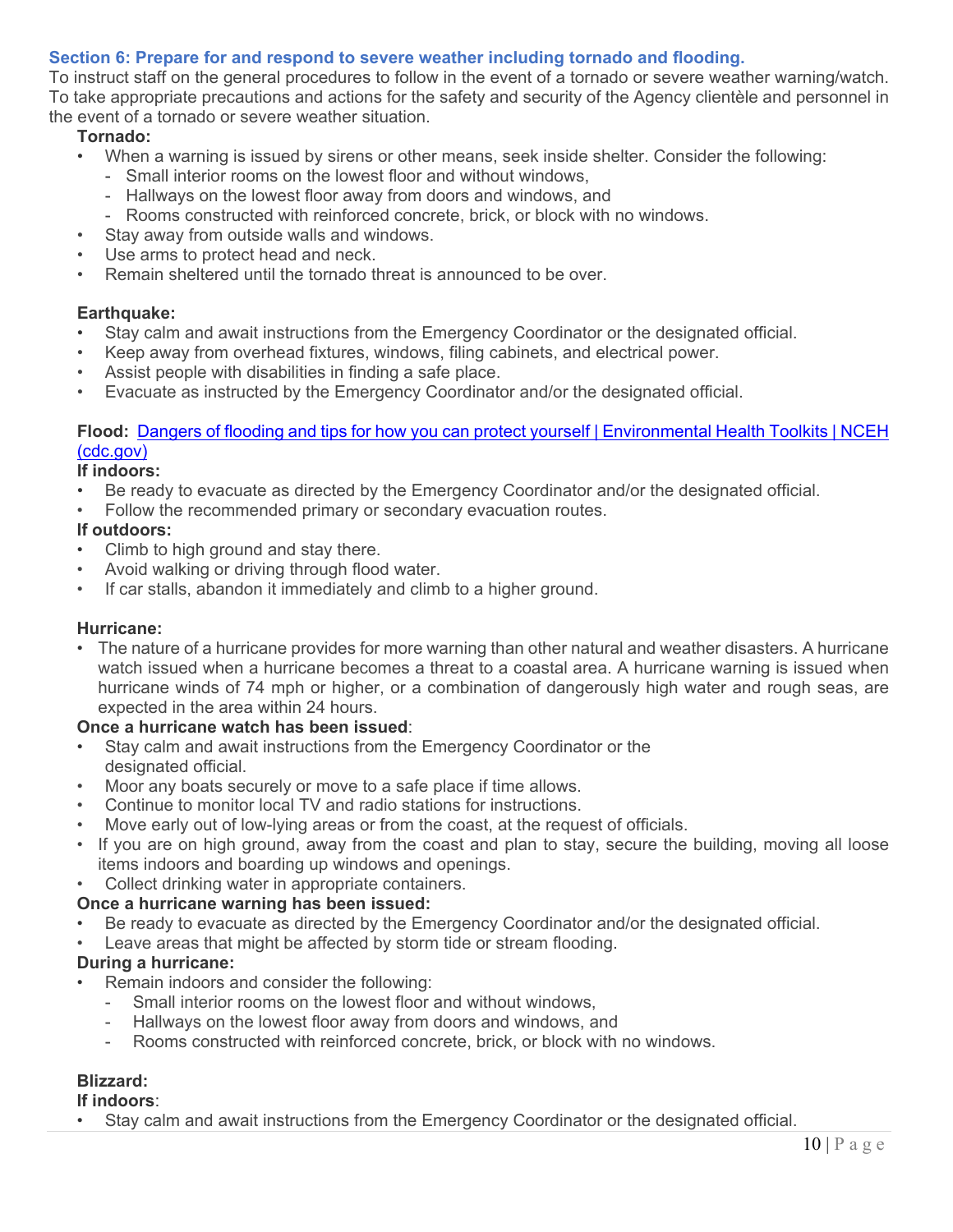## Section 6: Prepare for and respond to severe weather including tornado and flooding.

To instruct staff on the general procedures to follow in the event of a tornado or severe weather warning/watch. To take appropriate precautions and actions for the safety and security of the Agency clientèle and personnel in the event of a tornado or severe weather situation.

**Tornado:**

- When a warning is issued by sirens or other means, seek inside shelter. Consider the following:
  - Small interior rooms on the lowest floor and without windows,
  - Hallways on the lowest floor away from doors and windows, and
  - Rooms constructed with reinforced concrete, brick, or block with no windows.
- Stay away from outside walls and windows.
- Use arms to protect head and neck.
- Remain sheltered until the tornado threat is announced to be over.

**Earthquake:**

- Stay calm and await instructions from the Emergency Coordinator or the designated official.
- Keep away from overhead fixtures, windows, filing cabinets, and electrical power.
- Assist people with disabilities in finding a safe place.
- Evacuate as instructed by the Emergency Coordinator and/or the designated official.

**Flood:** [Dangers of flooding and tips for how you can protect yourself | Environmental Health Toolkits | NCEH (cdc.gov)]

**If indoors:**

- Be ready to evacuate as directed by the Emergency Coordinator and/or the designated official.
- Follow the recommended primary or secondary evacuation routes.

**If outdoors:**

- Climb to high ground and stay there.
- Avoid walking or driving through flood water.
- If car stalls, abandon it immediately and climb to a higher ground.

**Hurricane:**

- The nature of a hurricane provides for more warning than other natural and weather disasters. A hurricane watch issued when a hurricane becomes a threat to a coastal area. A hurricane warning is issued when hurricane winds of 74 mph or higher, or a combination of dangerously high water and rough seas, are expected in the area within 24 hours.

**Once a hurricane watch has been issued**:

- Stay calm and await instructions from the Emergency Coordinator or the designated official.
- Moor any boats securely or move to a safe place if time allows.
- Continue to monitor local TV and radio stations for instructions.
- Move early out of low-lying areas or from the coast, at the request of officials.
- If you are on high ground, away from the coast and plan to stay, secure the building, moving all loose items indoors and boarding up windows and openings.
- Collect drinking water in appropriate containers.

**Once a hurricane warning has been issued:**

- Be ready to evacuate as directed by the Emergency Coordinator and/or the designated official.
- Leave areas that might be affected by storm tide or stream flooding.

**During a hurricane:**

- Remain indoors and consider the following:
  - Small interior rooms on the lowest floor and without windows,
  - Hallways on the lowest floor away from doors and windows, and
  - Rooms constructed with reinforced concrete, brick, or block with no windows.

**Blizzard:**

**If indoors**:

- Stay calm and await instructions from the Emergency Coordinator or the designated official.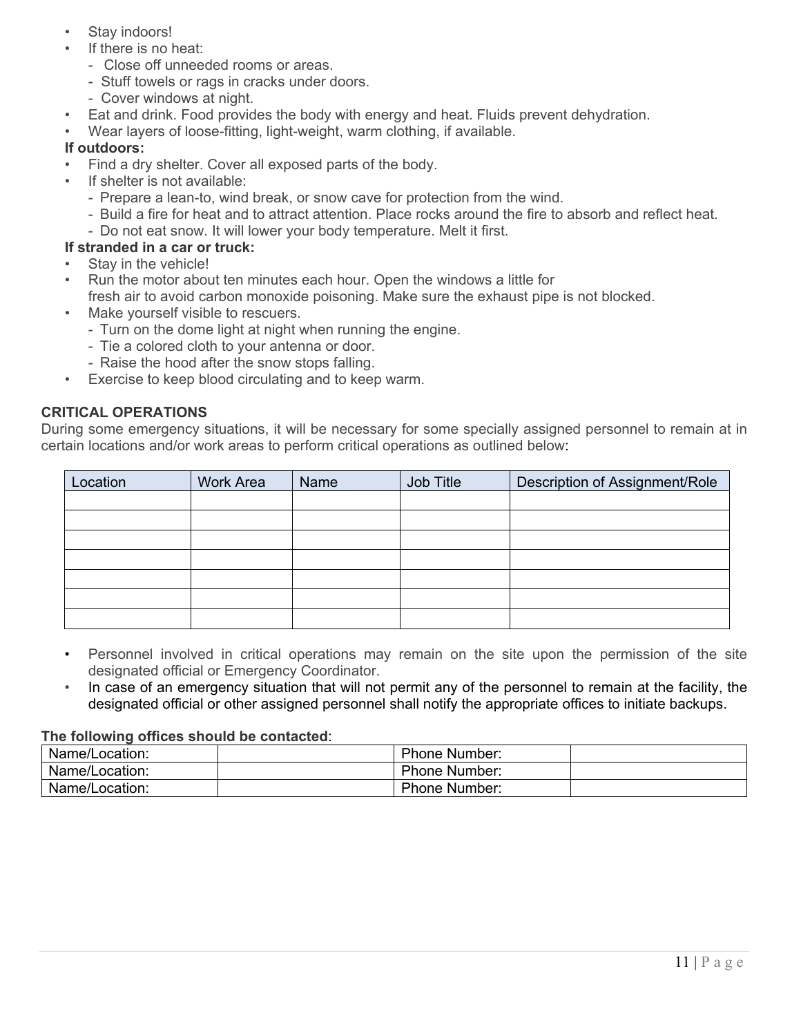- Stay indoors!
- If there is no heat:
  - Close off unneeded rooms or areas.
  - Stuff towels or rags in cracks under doors.
  - Cover windows at night.
- Eat and drink. Food provides the body with energy and heat. Fluids prevent dehydration.
- Wear layers of loose-fitting, light-weight, warm clothing, if available.

**If outdoors:**

- Find a dry shelter. Cover all exposed parts of the body.
- If shelter is not available:
  - Prepare a lean-to, wind break, or snow cave for protection from the wind.
  - Build a fire for heat and to attract attention. Place rocks around the fire to absorb and reflect heat.
  - Do not eat snow. It will lower your body temperature. Melt it first.

**If stranded in a car or truck:**

- Stay in the vehicle!
- Run the motor about ten minutes each hour. Open the windows a little for fresh air to avoid carbon monoxide poisoning. Make sure the exhaust pipe is not blocked.
- Make yourself visible to rescuers.
  - Turn on the dome light at night when running the engine.
  - Tie a colored cloth to your antenna or door.
  - Raise the hood after the snow stops falling.
- Exercise to keep blood circulating and to keep warm.

**CRITICAL OPERATIONS**

During some emergency situations, it will be necessary for some specially assigned personnel to remain at in certain locations and/or work areas to perform critical operations as outlined below:

| Location | Work Area | Name | Job Title | Description of Assignment/Role |
|---|---|---|---|---|
| | | | | |
| | | | | |
| | | | | |
| | | | | |
| | | | | |
| | | | | |
| | | | | |

- Personnel involved in critical operations may remain on the site upon the permission of the site designated official or Emergency Coordinator.
- In case of an emergency situation that will not permit any of the personnel to remain at the facility, the designated official or other assigned personnel shall notify the appropriate offices to initiate backups.

**The following offices should be contacted**:

| Name/Location: | | Phone Number: | |
|---|---|---|---|
| Name/Location: | | Phone Number: | |
| Name/Location: | | Phone Number: | |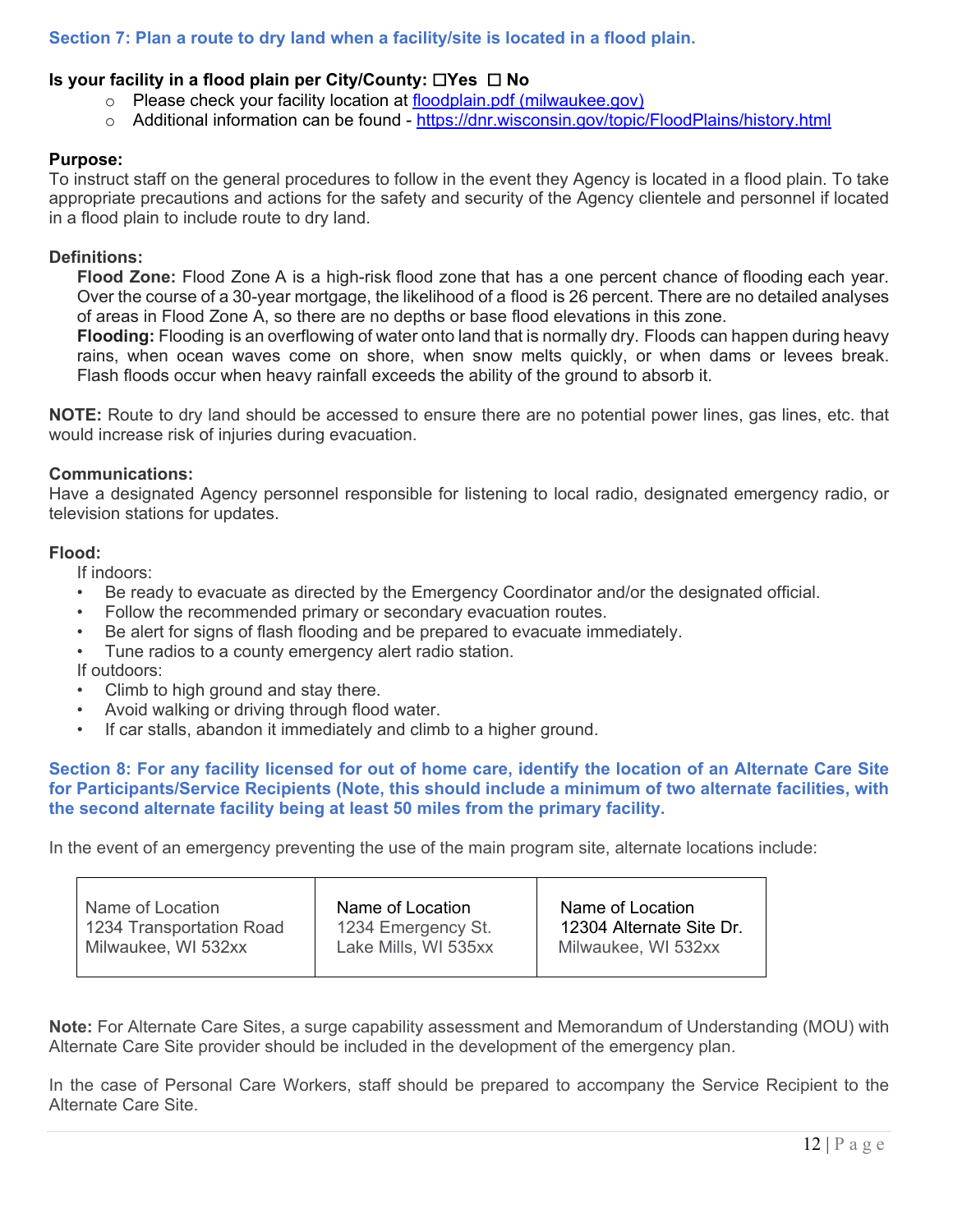### Section 7: Plan a route to dry land when a facility/site is located in a flood plain.

**Is your facility in a flood plain per City/County: ☐Yes ☐ No**

- Please check your facility location at [floodplain.pdf (milwaukee.gov)](floodplain.pdf (milwaukee.gov))
- Additional information can be found - [https://dnr.wisconsin.gov/topic/FloodPlains/history.html](https://dnr.wisconsin.gov/topic/FloodPlains/history.html)

**Purpose:**
To instruct staff on the general procedures to follow in the event they Agency is located in a flood plain. To take appropriate precautions and actions for the safety and security of the Agency clientele and personnel if located in a flood plain to include route to dry land.

**Definitions:**

**Flood Zone:** Flood Zone A is a high-risk flood zone that has a one percent chance of flooding each year. Over the course of a 30-year mortgage, the likelihood of a flood is 26 percent. There are no detailed analyses of areas in Flood Zone A, so there are no depths or base flood elevations in this zone.

**Flooding:** Flooding is an overflowing of water onto land that is normally dry. Floods can happen during heavy rains, when ocean waves come on shore, when snow melts quickly, or when dams or levees break. Flash floods occur when heavy rainfall exceeds the ability of the ground to absorb it.

**NOTE:** Route to dry land should be accessed to ensure there are no potential power lines, gas lines, etc. that would increase risk of injuries during evacuation.

**Communications:**
Have a designated Agency personnel responsible for listening to local radio, designated emergency radio, or television stations for updates.

**Flood:**

If indoors:

- Be ready to evacuate as directed by the Emergency Coordinator and/or the designated official.
- Follow the recommended primary or secondary evacuation routes.
- Be alert for signs of flash flooding and be prepared to evacuate immediately.
- Tune radios to a county emergency alert radio station.

If outdoors:

- Climb to high ground and stay there.
- Avoid walking or driving through flood water.
- If car stalls, abandon it immediately and climb to a higher ground.

### Section 8: For any facility licensed for out of home care, identify the location of an Alternate Care Site for Participants/Service Recipients (Note, this should include a minimum of two alternate facilities, with the second alternate facility being at least 50 miles from the primary facility.

In the event of an emergency preventing the use of the main program site, alternate locations include:

| Name of Location<br>1234 Transportation Road<br>Milwaukee, WI 532xx | Name of Location<br>1234 Emergency St.<br>Lake Mills, WI 535xx | Name of Location<br>12304 Alternate Site Dr.<br>Milwaukee, WI 532xx |
|---|---|---|

**Note:** For Alternate Care Sites, a surge capability assessment and Memorandum of Understanding (MOU) with Alternate Care Site provider should be included in the development of the emergency plan.

In the case of Personal Care Workers, staff should be prepared to accompany the Service Recipient to the Alternate Care Site.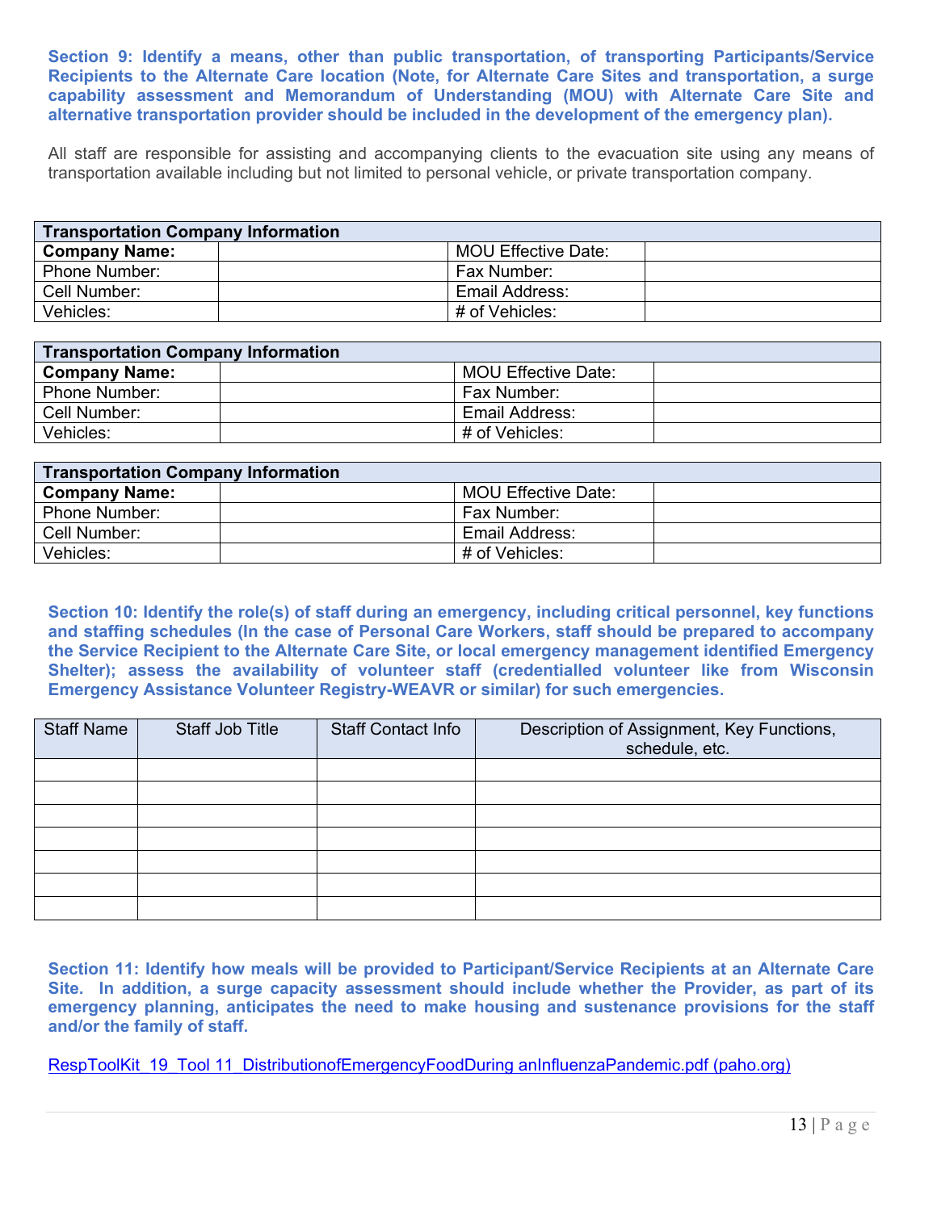**Section 9: Identify a means, other than public transportation, of transporting Participants/Service Recipients to the Alternate Care location (Note, for Alternate Care Sites and transportation, a surge capability assessment and Memorandum of Understanding (MOU) with Alternate Care Site and alternative transportation provider should be included in the development of the emergency plan).**

All staff are responsible for assisting and accompanying clients to the evacuation site using any means of transportation available including but not limited to personal vehicle, or private transportation company.

| **Transportation Company Information** | | | |
|---|---|---|---|
| **Company Name:** | | MOU Effective Date: | |
| Phone Number: | | Fax Number: | |
| Cell Number: | | Email Address: | |
| Vehicles: | | # of Vehicles: | |

| **Transportation Company Information** | | | |
|---|---|---|---|
| **Company Name:** | | MOU Effective Date: | |
| Phone Number: | | Fax Number: | |
| Cell Number: | | Email Address: | |
| Vehicles: | | # of Vehicles: | |

| **Transportation Company Information** | | | |
|---|---|---|---|
| **Company Name:** | | MOU Effective Date: | |
| Phone Number: | | Fax Number: | |
| Cell Number: | | Email Address: | |
| Vehicles: | | # of Vehicles: | |

**Section 10: Identify the role(s) of staff during an emergency, including critical personnel, key functions and staffing schedules (In the case of Personal Care Workers, staff should be prepared to accompany the Service Recipient to the Alternate Care Site, or local emergency management identified Emergency Shelter); assess the availability of volunteer staff (credentialled volunteer like from Wisconsin Emergency Assistance Volunteer Registry-WEAVR or similar) for such emergencies.**

| Staff Name | Staff Job Title | Staff Contact Info | Description of Assignment, Key Functions, schedule, etc. |
|---|---|---|---|
| | | | |
| | | | |
| | | | |
| | | | |
| | | | |
| | | | |
| | | | |

**Section 11: Identify how meals will be provided to Participant/Service Recipients at an Alternate Care Site. In addition, a surge capacity assessment should include whether the Provider, as part of its emergency planning, anticipates the need to make housing and sustenance provisions for the staff and/or the family of staff.**

RespToolKit_19_Tool 11_DistributionofEmergencyFoodDuring anInfluenzaPandemic.pdf (paho.org)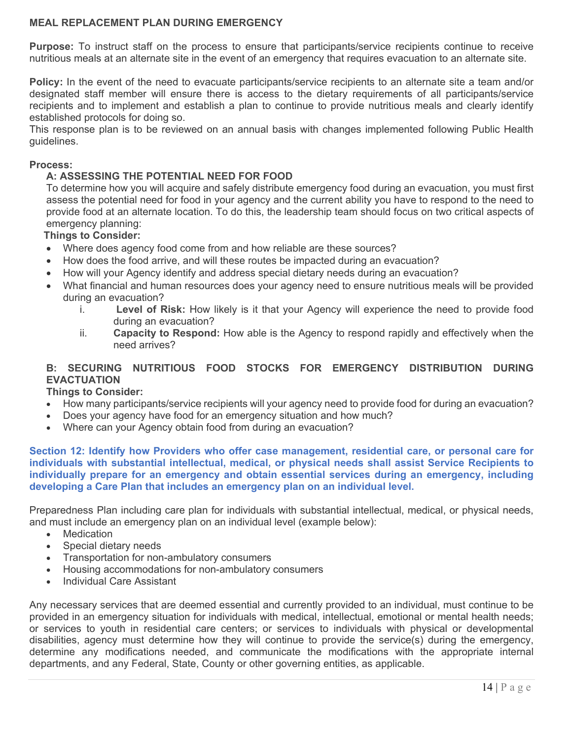**MEAL REPLACEMENT PLAN DURING EMERGENCY**

**Purpose:** To instruct staff on the process to ensure that participants/service recipients continue to receive nutritious meals at an alternate site in the event of an emergency that requires evacuation to an alternate site.

**Policy:** In the event of the need to evacuate participants/service recipients to an alternate site a team and/or designated staff member will ensure there is access to the dietary requirements of all participants/service recipients and to implement and establish a plan to continue to provide nutritious meals and clearly identify established protocols for doing so.
This response plan is to be reviewed on an annual basis with changes implemented following Public Health guidelines.

**Process:**

**A: ASSESSING THE POTENTIAL NEED FOR FOOD**

To determine how you will acquire and safely distribute emergency food during an evacuation, you must first assess the potential need for food in your agency and the current ability you have to respond to the need to provide food at an alternate location. To do this, the leadership team should focus on two critical aspects of emergency planning:

**Things to Consider:**

- Where does agency food come from and how reliable are these sources?
- How does the food arrive, and will these routes be impacted during an evacuation?
- How will your Agency identify and address special dietary needs during an evacuation?
- What financial and human resources does your agency need to ensure nutritious meals will be provided during an evacuation?
    i. **Level of Risk:** How likely is it that your Agency will experience the need to provide food during an evacuation?
    ii. **Capacity to Respond:** How able is the Agency to respond rapidly and effectively when the need arrives?

**B: SECURING NUTRITIOUS FOOD STOCKS FOR EMERGENCY DISTRIBUTION DURING EVACTUATION**

**Things to Consider:**

- How many participants/service recipients will your agency need to provide food for during an evacuation?
- Does your agency have food for an emergency situation and how much?
- Where can your Agency obtain food from during an evacuation?

**Section 12: Identify how Providers who offer case management, residential care, or personal care for individuals with substantial intellectual, medical, or physical needs shall assist Service Recipients to individually prepare for an emergency and obtain essential services during an emergency, including developing a Care Plan that includes an emergency plan on an individual level.**

Preparedness Plan including care plan for individuals with substantial intellectual, medical, or physical needs, and must include an emergency plan on an individual level (example below):

- Medication
- Special dietary needs
- Transportation for non-ambulatory consumers
- Housing accommodations for non-ambulatory consumers
- Individual Care Assistant

Any necessary services that are deemed essential and currently provided to an individual, must continue to be provided in an emergency situation for individuals with medical, intellectual, emotional or mental health needs; or services to youth in residential care centers; or services to individuals with physical or developmental disabilities, agency must determine how they will continue to provide the service(s) during the emergency, determine any modifications needed, and communicate the modifications with the appropriate internal departments, and any Federal, State, County or other governing entities, as applicable.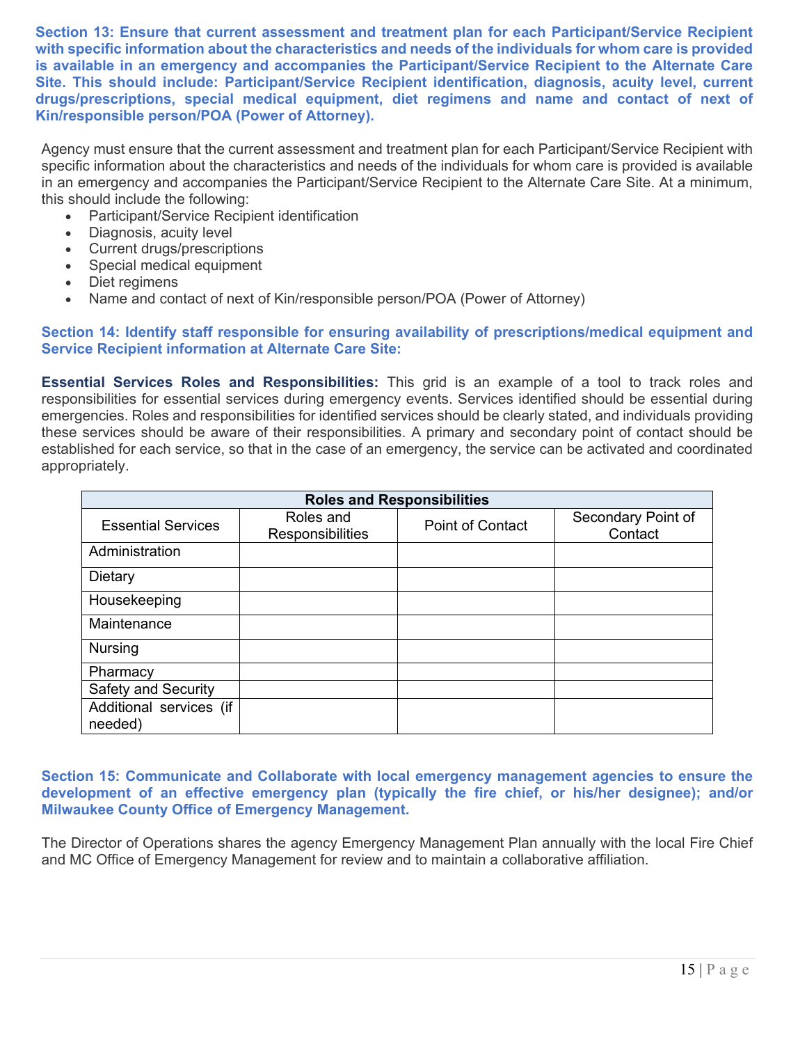**Section 13: Ensure that current assessment and treatment plan for each Participant/Service Recipient with specific information about the characteristics and needs of the individuals for whom care is provided is available in an emergency and accompanies the Participant/Service Recipient to the Alternate Care Site. This should include: Participant/Service Recipient identification, diagnosis, acuity level, current drugs/prescriptions, special medical equipment, diet regimens and name and contact of next of Kin/responsible person/POA (Power of Attorney).**

Agency must ensure that the current assessment and treatment plan for each Participant/Service Recipient with specific information about the characteristics and needs of the individuals for whom care is provided is available in an emergency and accompanies the Participant/Service Recipient to the Alternate Care Site. At a minimum, this should include the following:

- Participant/Service Recipient identification
- Diagnosis, acuity level
- Current drugs/prescriptions
- Special medical equipment
- Diet regimens
- Name and contact of next of Kin/responsible person/POA (Power of Attorney)

**Section 14: Identify staff responsible for ensuring availability of prescriptions/medical equipment and Service Recipient information at Alternate Care Site:**

**Essential Services Roles and Responsibilities:** This grid is an example of a tool to track roles and responsibilities for essential services during emergency events. Services identified should be essential during emergencies. Roles and responsibilities for identified services should be clearly stated, and individuals providing these services should be aware of their responsibilities. A primary and secondary point of contact should be established for each service, so that in the case of an emergency, the service can be activated and coordinated appropriately.

| Roles and Responsibilities | | | |
|---|---|---|---|
| Essential Services | Roles and Responsibilities | Point of Contact | Secondary Point of Contact |
| Administration | | | |
| Dietary | | | |
| Housekeeping | | | |
| Maintenance | | | |
| Nursing | | | |
| Pharmacy | | | |
| Safety and Security | | | |
| Additional services (if needed) | | | |

**Section 15: Communicate and Collaborate with local emergency management agencies to ensure the development of an effective emergency plan (typically the fire chief, or his/her designee); and/or Milwaukee County Office of Emergency Management.**

The Director of Operations shares the agency Emergency Management Plan annually with the local Fire Chief and MC Office of Emergency Management for review and to maintain a collaborative affiliation.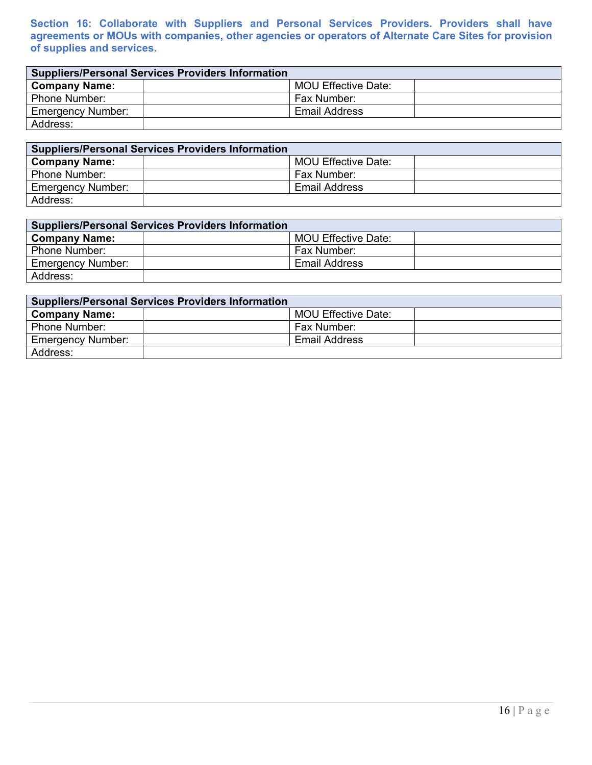**Section 16: Collaborate with Suppliers and Personal Services Providers. Providers shall have agreements or MOUs with companies, other agencies or operators of Alternate Care Sites for provision of supplies and services.**

| **Suppliers/Personal Services Providers Information** | | | |
|---|---|---|---|
| **Company Name:** | | MOU Effective Date: | |
| Phone Number: | | Fax Number: | |
| Emergency Number: | | Email Address | |
| Address: | | | |

| **Suppliers/Personal Services Providers Information** | | | |
|---|---|---|---|
| **Company Name:** | | MOU Effective Date: | |
| Phone Number: | | Fax Number: | |
| Emergency Number: | | Email Address | |
| Address: | | | |

| **Suppliers/Personal Services Providers Information** | | | |
|---|---|---|---|
| **Company Name:** | | MOU Effective Date: | |
| Phone Number: | | Fax Number: | |
| Emergency Number: | | Email Address | |
| Address: | | | |

| **Suppliers/Personal Services Providers Information** | | | |
|---|---|---|---|
| **Company Name:** | | MOU Effective Date: | |
| Phone Number: | | Fax Number: | |
| Emergency Number: | | Email Address | |
| Address: | | | |